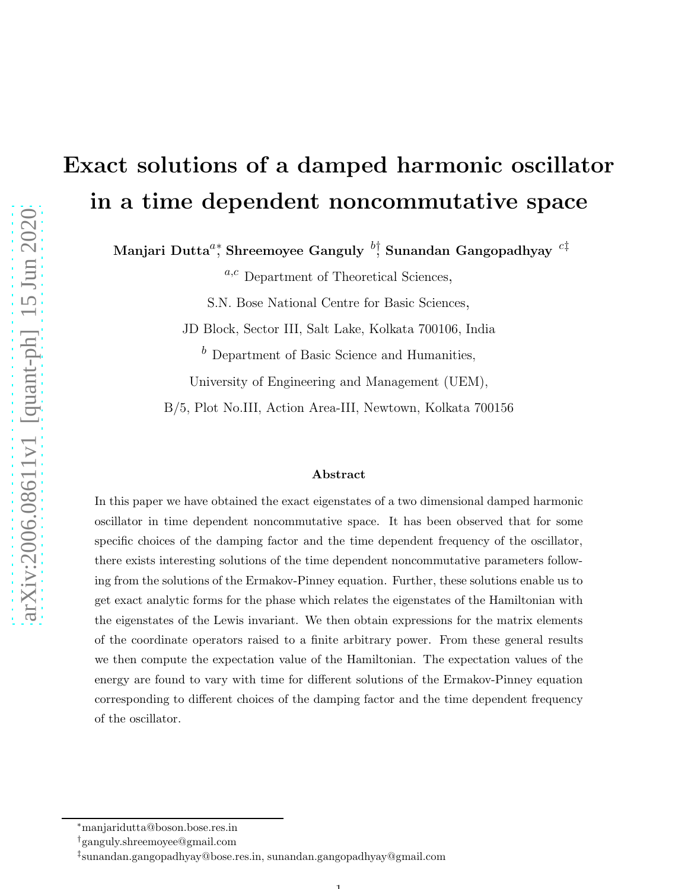# Exact solutions of a damped harmonic oscillator in a time dependent noncommutative space

**Manjari Dutta**[a*], **Shreemoyee Ganguly** [b†], **Sunandan Gangopadhyay** [c‡]

[a,c] Department of Theoretical Sciences,

S.N. Bose National Centre for Basic Sciences,

JD Block, Sector III, Salt Lake, Kolkata 700106, India

[b] Department of Basic Science and Humanities,

University of Engineering and Management (UEM),

B/5, Plot No.III, Action Area-III, Newtown, Kolkata 700156

### Abstract

In this paper we have obtained the exact eigenstates of a two dimensional damped harmonic oscillator in time dependent noncommutative space. It has been observed that for some specific choices of the damping factor and the time dependent frequency of the oscillator, there exists interesting solutions of the time dependent noncommutative parameters following from the solutions of the Ermakov-Pinney equation. Further, these solutions enable us to get exact analytic forms for the phase which relates the eigenstates of the Hamiltonian with the eigenstates of the Lewis invariant. We then obtain expressions for the matrix elements of the coordinate operators raised to a finite arbitrary power. From these general results we then compute the expectation value of the Hamiltonian. The expectation values of the energy are found to vary with time for different solutions of the Ermakov-Pinney equation corresponding to different choices of the damping factor and the time dependent frequency of the oscillator.

---

[*] manjaridutta@boson.bose.res.in

[†] ganguly.shreemoyee@gmail.com

[‡] sunandan.gangopadhyay@bose.res.in, sunandan.gangopadhyay@gmail.com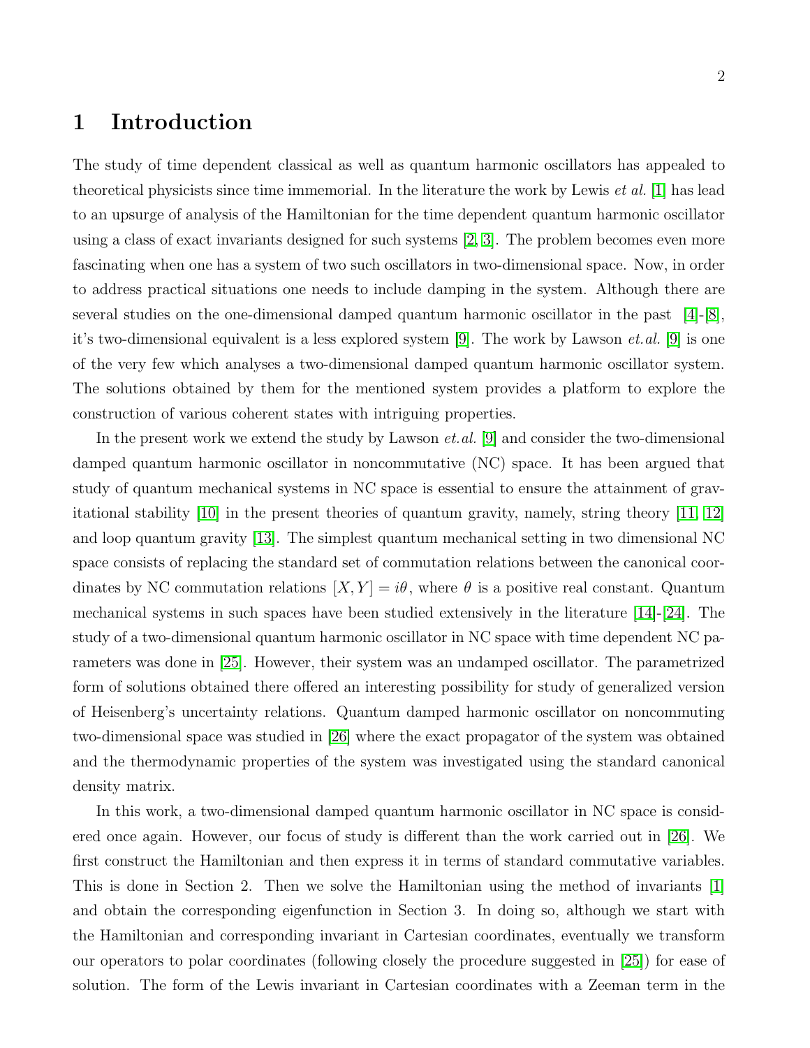# 1 Introduction

The study of time dependent classical as well as quantum harmonic oscillators has appealed to theoretical physicists since time immemorial. In the literature the work by Lewis *et al.* [1] has lead to an upsurge of analysis of the Hamiltonian for the time dependent quantum harmonic oscillator using a class of exact invariants designed for such systems [2, 3]. The problem becomes even more fascinating when one has a system of two such oscillators in two-dimensional space. Now, in order to address practical situations one needs to include damping in the system. Although there are several studies on the one-dimensional damped quantum harmonic oscillator in the past [4]-[8], it's two-dimensional equivalent is a less explored system [9]. The work by Lawson *et.al.* [9] is one of the very few which analyses a two-dimensional damped quantum harmonic oscillator system. The solutions obtained by them for the mentioned system provides a platform to explore the construction of various coherent states with intriguing properties.

In the present work we extend the study by Lawson *et.al.* [9] and consider the two-dimensional damped quantum harmonic oscillator in noncommutative (NC) space. It has been argued that study of quantum mechanical systems in NC space is essential to ensure the attainment of gravitational stability [10] in the present theories of quantum gravity, namely, string theory [11, 12] and loop quantum gravity [13]. The simplest quantum mechanical setting in two dimensional NC space consists of replacing the standard set of commutation relations between the canonical coordinates by NC commutation relations $[X, Y] = i\theta$, where $\theta$ is a positive real constant. Quantum mechanical systems in such spaces have been studied extensively in the literature [14]-[24]. The study of a two-dimensional quantum harmonic oscillator in NC space with time dependent NC parameters was done in [25]. However, their system was an undamped oscillator. The parametrized form of solutions obtained there offered an interesting possibility for study of generalized version of Heisenberg's uncertainty relations. Quantum damped harmonic oscillator on noncommuting two-dimensional space was studied in [26] where the exact propagator of the system was obtained and the thermodynamic properties of the system was investigated using the standard canonical density matrix.

In this work, a two-dimensional damped quantum harmonic oscillator in NC space is considered once again. However, our focus of study is different than the work carried out in [26]. We first construct the Hamiltonian and then express it in terms of standard commutative variables. This is done in Section 2. Then we solve the Hamiltonian using the method of invariants [1] and obtain the corresponding eigenfunction in Section 3. In doing so, although we start with the Hamiltonian and corresponding invariant in Cartesian coordinates, eventually we transform our operators to polar coordinates (following closely the procedure suggested in [25]) for ease of solution. The form of the Lewis invariant in Cartesian coordinates with a Zeeman term in the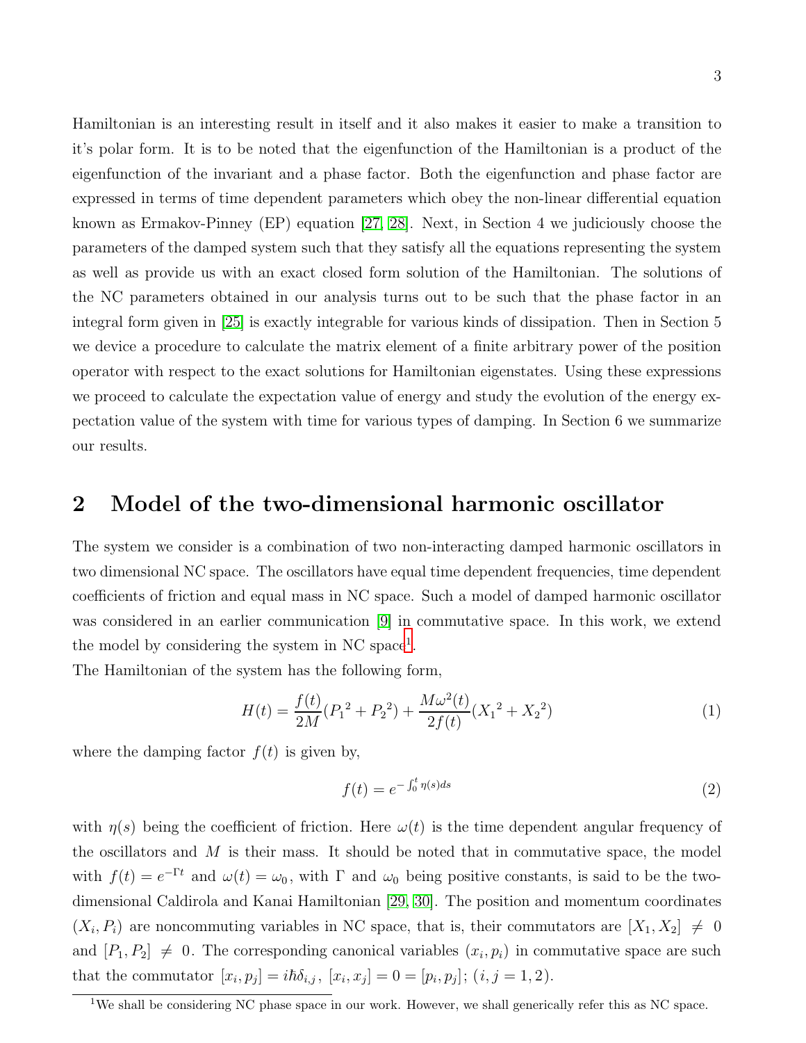Hamiltonian is an interesting result in itself and it also makes it easier to make a transition to it's polar form. It is to be noted that the eigenfunction of the Hamiltonian is a product of the eigenfunction of the invariant and a phase factor. Both the eigenfunction and phase factor are expressed in terms of time dependent parameters which obey the non-linear differential equation known as Ermakov-Pinney (EP) equation [27, 28]. Next, in Section 4 we judiciously choose the parameters of the damped system such that they satisfy all the equations representing the system as well as provide us with an exact closed form solution of the Hamiltonian. The solutions of the NC parameters obtained in our analysis turns out to be such that the phase factor in an integral form given in [25] is exactly integrable for various kinds of dissipation. Then in Section 5 we device a procedure to calculate the matrix element of a finite arbitrary power of the position operator with respect to the exact solutions for Hamiltonian eigenstates. Using these expressions we proceed to calculate the expectation value of energy and study the evolution of the energy expectation value of the system with time for various types of damping. In Section 6 we summarize our results.

## 2 Model of the two-dimensional harmonic oscillator

The system we consider is a combination of two non-interacting damped harmonic oscillators in two dimensional NC space. The oscillators have equal time dependent frequencies, time dependent coefficients of friction and equal mass in NC space. Such a model of damped harmonic oscillator was considered in an earlier communication [9] in commutative space. In this work, we extend the model by considering the system in NC space[1].

The Hamiltonian of the system has the following form,

$$H(t) = \frac{f(t)}{2M}({P_1}^2 + {P_2}^2) + \frac{M\omega^2(t)}{2f(t)}({X_1}^2 + {X_2}^2) \tag{1}$$

where the damping factor $f(t)$ is given by,

$$f(t) = e^{-\int_0^t \eta(s)ds} \tag{2}$$

with $\eta(s)$ being the coefficient of friction. Here $\omega(t)$ is the time dependent angular frequency of the oscillators and $M$ is their mass. It should be noted that in commutative space, the model with $f(t) = e^{-\Gamma t}$ and $\omega(t) = \omega_0$, with $\Gamma$ and $\omega_0$ being positive constants, is said to be the two-dimensional Caldirola and Kanai Hamiltonian [29, 30]. The position and momentum coordinates $(X_i, P_i)$ are noncommuting variables in NC space, that is, their commutators are $[X_1, X_2] \neq 0$ and $[P_1, P_2] \neq 0$. The corresponding canonical variables $(x_i, p_i)$ in commutative space are such that the commutator $[x_i, p_j] = i\hbar\delta_{i,j}$, $[x_i, x_j] = 0 = [p_i, p_j]$; $(i, j = 1, 2)$.

[1] We shall be considering NC phase space in our work. However, we shall generically refer this as NC space.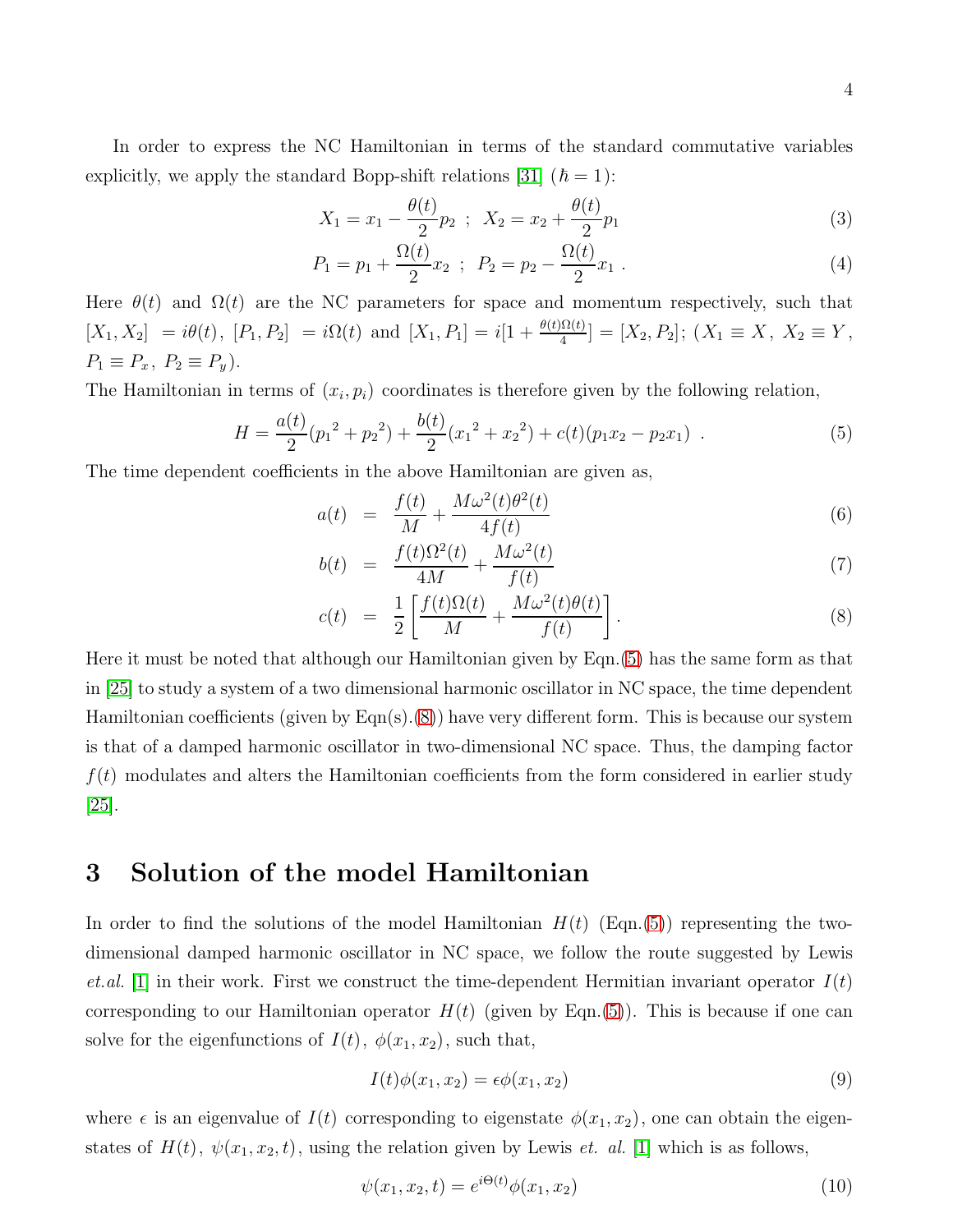In order to express the NC Hamiltonian in terms of the standard commutative variables explicitly, we apply the standard Bopp-shift relations [31] ($\hbar = 1$):

$$X_1 = x_1 - \frac{\theta(t)}{2} p_2 \ ; \ X_2 = x_2 + \frac{\theta(t)}{2} p_1 \tag{3}$$

$$P_1 = p_1 + \frac{\Omega(t)}{2} x_2 \ ; \ P_2 = p_2 - \frac{\Omega(t)}{2} x_1 \ . \tag{4}$$

Here $\theta(t)$ and $\Omega(t)$ are the NC parameters for space and momentum respectively, such that $[X_1, X_2] = i\theta(t),\ [P_1, P_2] = i\Omega(t)$ and $[X_1, P_1] = i[1 + \frac{\theta(t)\Omega(t)}{4}] = [X_2, P_2]$; ($X_1 \equiv X,\ X_2 \equiv Y,\ P_1 \equiv P_x,\ P_2 \equiv P_y$).

The Hamiltonian in terms of $(x_i, p_i)$ coordinates is therefore given by the following relation,

$$H = \frac{a(t)}{2}({p_1}^2 + {p_2}^2) + \frac{b(t)}{2}({x_1}^2 + {x_2}^2) + c(t)(p_1 x_2 - p_2 x_1) \ . \tag{5}$$

The time dependent coefficients in the above Hamiltonian are given as,

$$a(t) = \frac{f(t)}{M} + \frac{M\omega^2(t)\theta^2(t)}{4f(t)} \tag{6}$$

$$b(t) = \frac{f(t)\Omega^2(t)}{4M} + \frac{M\omega^2(t)}{f(t)} \tag{7}$$

$$c(t) = \frac{1}{2}\left[\frac{f(t)\Omega(t)}{M} + \frac{M\omega^2(t)\theta(t)}{f(t)}\right]. \tag{8}$$

Here it must be noted that although our Hamiltonian given by Eqn.(5) has the same form as that in [25] to study a system of a two dimensional harmonic oscillator in NC space, the time dependent Hamiltonian coefficients (given by Eqn(s).(8)) have very different form. This is because our system is that of a damped harmonic oscillator in two-dimensional NC space. Thus, the damping factor $f(t)$ modulates and alters the Hamiltonian coefficients from the form considered in earlier study [25].

## 3 Solution of the model Hamiltonian

In order to find the solutions of the model Hamiltonian $H(t)$ (Eqn.(5)) representing the two-dimensional damped harmonic oscillator in NC space, we follow the route suggested by Lewis *et.al.* [1] in their work. First we construct the time-dependent Hermitian invariant operator $I(t)$ corresponding to our Hamiltonian operator $H(t)$ (given by Eqn.(5)). This is because if one can solve for the eigenfunctions of $I(t)$, $\phi(x_1, x_2)$, such that,

$$I(t)\phi(x_1, x_2) = \epsilon\phi(x_1, x_2) \tag{9}$$

where $\epsilon$ is an eigenvalue of $I(t)$ corresponding to eigenstate $\phi(x_1, x_2)$, one can obtain the eigenstates of $H(t)$, $\psi(x_1, x_2, t)$, using the relation given by Lewis *et. al.* [1] which is as follows,

$$\psi(x_1, x_2, t) = e^{i\Theta(t)}\phi(x_1, x_2) \tag{10}$$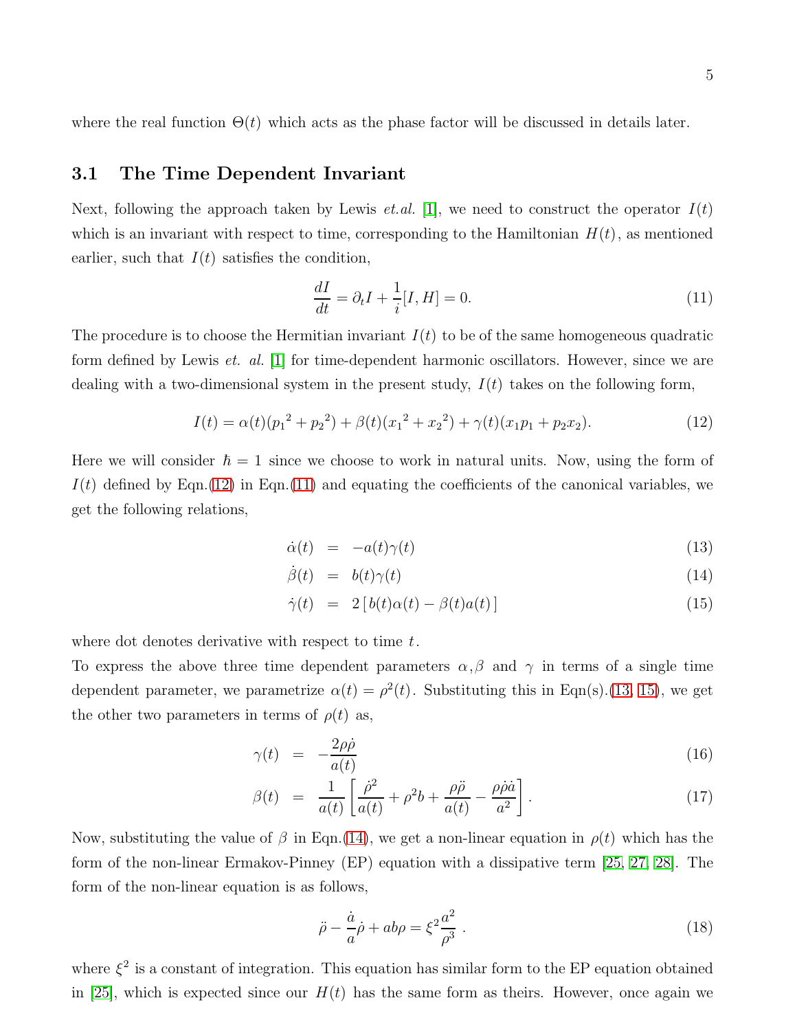where the real function $\Theta(t)$ which acts as the phase factor will be discussed in details later.

## 3.1 The Time Dependent Invariant

Next, following the approach taken by Lewis *et.al.* [1], we need to construct the operator $I(t)$ which is an invariant with respect to time, corresponding to the Hamiltonian $H(t)$, as mentioned earlier, such that $I(t)$ satisfies the condition,

$$\frac{dI}{dt} = \partial_t I + \frac{1}{i}[I, H] = 0. \tag{11}$$

The procedure is to choose the Hermitian invariant $I(t)$ to be of the same homogeneous quadratic form defined by Lewis *et. al.* [1] for time-dependent harmonic oscillators. However, since we are dealing with a two-dimensional system in the present study, $I(t)$ takes on the following form,

$$I(t) = \alpha(t)({p_1}^2 + {p_2}^2) + \beta(t)({x_1}^2 + {x_2}^2) + \gamma(t)(x_1 p_1 + p_2 x_2). \tag{12}$$

Here we will consider $\hbar = 1$ since we choose to work in natural units. Now, using the form of $I(t)$ defined by Eqn.(12) in Eqn.(11) and equating the coefficients of the canonical variables, we get the following relations,

$$\dot{\alpha}(t) = -a(t)\gamma(t) \tag{13}$$

$$\dot{\beta}(t) = b(t)\gamma(t) \tag{14}$$

$$\dot{\gamma}(t) = 2\left[\, b(t)\alpha(t) - \beta(t)a(t)\,\right] \tag{15}$$

where dot denotes derivative with respect to time $t$.

To express the above three time dependent parameters $\alpha$, $\beta$ and $\gamma$ in terms of a single time dependent parameter, we parametrize $\alpha(t) = \rho^2(t)$. Substituting this in Eqn(s).(13, 15), we get the other two parameters in terms of $\rho(t)$ as,

$$\gamma(t) = -\frac{2\rho\dot{\rho}}{a(t)} \tag{16}$$

$$\beta(t) = \frac{1}{a(t)}\left[\frac{\dot{\rho}^2}{a(t)} + \rho^2 b + \frac{\rho\ddot{\rho}}{a(t)} - \frac{\rho\dot{\rho}\dot{a}}{a^2}\right]. \tag{17}$$

Now, substituting the value of $\beta$ in Eqn.(14), we get a non-linear equation in $\rho(t)$ which has the form of the non-linear Ermakov-Pinney (EP) equation with a dissipative term [25, 27, 28]. The form of the non-linear equation is as follows,

$$\ddot{\rho} - \frac{\dot{a}}{a}\dot{\rho} + ab\rho = \xi^2 \frac{a^2}{\rho^3}\ . \tag{18}$$

where $\xi^2$ is a constant of integration. This equation has similar form to the EP equation obtained in [25], which is expected since our $H(t)$ has the same form as theirs. However, once again we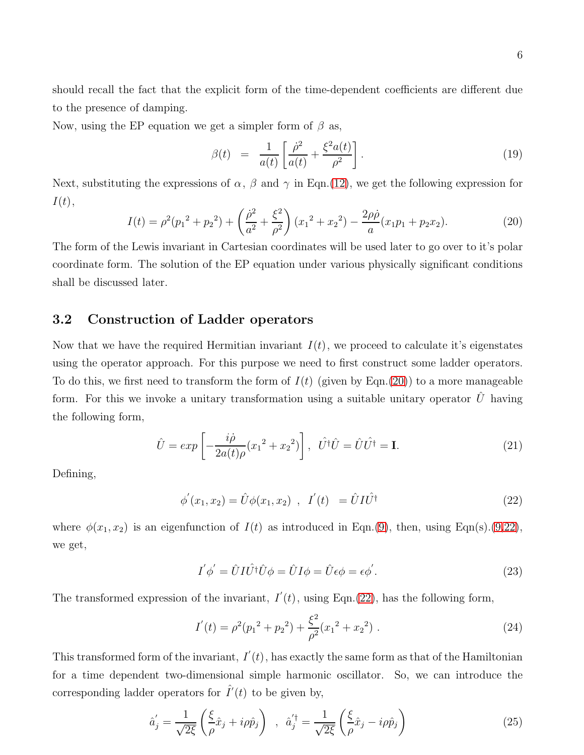should recall the fact that the explicit form of the time-dependent coefficients are different due to the presence of damping.

Now, using the EP equation we get a simpler form of $\beta$ as,

$$\beta(t) \;=\; \frac{1}{a(t)}\left[\frac{\dot{\rho}^2}{a(t)}+\frac{\xi^2 a(t)}{\rho^2}\right]. \tag{19}$$

Next, substituting the expressions of $\alpha$, $\beta$ and $\gamma$ in Eqn.(12), we get the following expression for $I(t)$,

$$I(t)=\rho^2({p_1}^2+{p_2}^2)+\left(\frac{\dot{\rho}^2}{a^2}+\frac{\xi^2}{\rho^2}\right)({x_1}^2+{x_2}^2)-\frac{2\rho\dot{\rho}}{a}(x_1p_1+p_2x_2). \tag{20}$$

The form of the Lewis invariant in Cartesian coordinates will be used later to go over to it's polar coordinate form. The solution of the EP equation under various physically significant conditions shall be discussed later.

### 3.2 Construction of Ladder operators

Now that we have the required Hermitian invariant $I(t)$, we proceed to calculate it's eigenstates using the operator approach. For this purpose we need to first construct some ladder operators. To do this, we first need to transform the form of $I(t)$ (given by Eqn.(20)) to a more manageable form. For this we invoke a unitary transformation using a suitable unitary operator $\hat{U}$ having the following form,

$$\hat{U}=exp\left[-\frac{i\dot{\rho}}{2a(t)\rho}({x_1}^2+{x_2}^2)\right],\;\; \hat{U}^\dagger\hat{U}=\hat{U}\hat{U}^\dagger=\mathbf{I}. \tag{21}$$

Defining,

$$\phi^{'}(x_1,x_2)=\hat{U}\phi(x_1,x_2)\;\;,\;\; I^{'}(t)\;\;=\hat{U}I\hat{U}^\dagger \tag{22}$$

where $\phi(x_1,x_2)$ is an eigenfunction of $I(t)$ as introduced in Eqn.(9), then, using Eqn(s).(9,22), we get,

$$I^{'}\phi^{'}=\hat{U}I\hat{U}^\dagger\hat{U}\phi=\hat{U}I\phi=\hat{U}\epsilon\phi=\epsilon\phi^{'}. \tag{23}$$

The transformed expression of the invariant, $I^{'}(t)$, using Eqn.(22), has the following form,

$$I^{'}(t)=\rho^2({p_1}^2+{p_2}^2)+\frac{\xi^2}{\rho^2}({x_1}^2+{x_2}^2)\;. \tag{24}$$

This transformed form of the invariant, $I^{'}(t)$, has exactly the same form as that of the Hamiltonian for a time dependent two-dimensional simple harmonic oscillator. So, we can introduce the corresponding ladder operators for $\hat{I}^{'}(t)$ to be given by,

$$\hat{a}_j^{'}=\frac{1}{\sqrt{2\xi}}\left(\frac{\xi}{\rho}\hat{x}_j+i\rho\hat{p}_j\right)\;\;,\;\;\hat{a}_j^{'\dagger}=\frac{1}{\sqrt{2\xi}}\left(\frac{\xi}{\rho}\hat{x}_j-i\rho\hat{p}_j\right) \tag{25}$$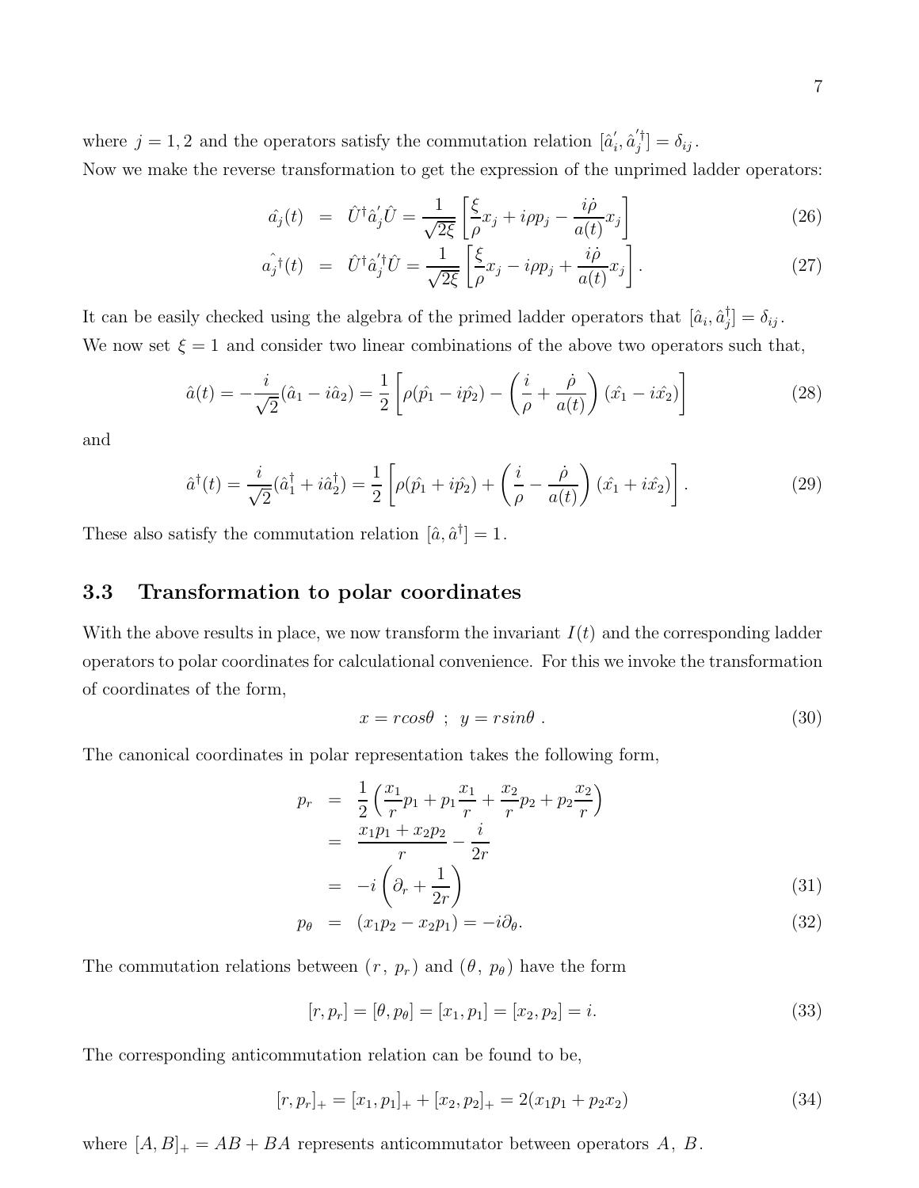where $j = 1, 2$ and the operators satisfy the commutation relation $[\hat{a}_i^{'}, \hat{a}_j^{'\dagger}] = \delta_{ij}$.
Now we make the reverse transformation to get the expression of the unprimed ladder operators:

$$
\begin{aligned}
\hat{a_j}(t) &= \hat{U}^{\dagger}\hat{a}_j^{'}\hat{U} = \frac{1}{\sqrt{2\xi}}\left[\frac{\xi}{\rho}x_j + i\rho p_j - \frac{i\dot{\rho}}{a(t)}x_j\right] \qquad (26)\\
\hat{a_j}^{\dagger}(t) &= \hat{U}^{\dagger}\hat{a}_j^{'\dagger}\hat{U} = \frac{1}{\sqrt{2\xi}}\left[\frac{\xi}{\rho}x_j - i\rho p_j + \frac{i\dot{\rho}}{a(t)}x_j\right]. \qquad (27)
\end{aligned}
$$

It can be easily checked using the algebra of the primed ladder operators that $[\hat{a}_i, \hat{a}_j^{\dagger}] = \delta_{ij}$.
We now set $\xi = 1$ and consider two linear combinations of the above two operators such that,

$$
\hat{a}(t) = -\frac{i}{\sqrt{2}}(\hat{a}_1 - i\hat{a}_2) = \frac{1}{2}\left[\rho(\hat{p_1} - i\hat{p_2}) - \left(\frac{i}{\rho} + \frac{\dot{\rho}}{a(t)}\right)(\hat{x_1} - i\hat{x_2})\right] \qquad (28)
$$

and

$$
\hat{a}^{\dagger}(t) = \frac{i}{\sqrt{2}}(\hat{a}_1^{\dagger} + i\hat{a}_2^{\dagger}) = \frac{1}{2}\left[\rho(\hat{p_1} + i\hat{p_2}) + \left(\frac{i}{\rho} - \frac{\dot{\rho}}{a(t)}\right)(\hat{x_1} + i\hat{x_2})\right]. \qquad (29)
$$

These also satisfy the commutation relation $[\hat{a}, \hat{a}^{\dagger}] = 1$.

## 3.3 Transformation to polar coordinates

With the above results in place, we now transform the invariant $I(t)$ and the corresponding ladder operators to polar coordinates for calculational convenience. For this we invoke the transformation of coordinates of the form,

$$
x = r\cos\theta \;\; ; \;\; y = r\sin\theta \; . \qquad (30)
$$

The canonical coordinates in polar representation takes the following form,

$$
\begin{aligned}
p_r &= \frac{1}{2}\left(\frac{x_1}{r}p_1 + p_1\frac{x_1}{r} + \frac{x_2}{r}p_2 + p_2\frac{x_2}{r}\right)\\
&= \frac{x_1p_1 + x_2p_2}{r} - \frac{i}{2r}\\
&= -i\left(\partial_r + \frac{1}{2r}\right) \qquad (31)\\
p_\theta &= (x_1p_2 - x_2p_1) = -i\partial_\theta. \qquad (32)
\end{aligned}
$$

The commutation relations between $(r,\, p_r)$ and $(\theta,\, p_\theta)$ have the form

$$
[r, p_r] = [\theta, p_\theta] = [x_1, p_1] = [x_2, p_2] = i. \qquad (33)
$$

The corresponding anticommutation relation can be found to be,

$$
[r, p_r]_+ = [x_1, p_1]_+ + [x_2, p_2]_+ = 2(x_1p_1 + p_2x_2) \qquad (34)
$$

where $[A, B]_+ = AB + BA$ represents anticommutator between operators $A,\ B$.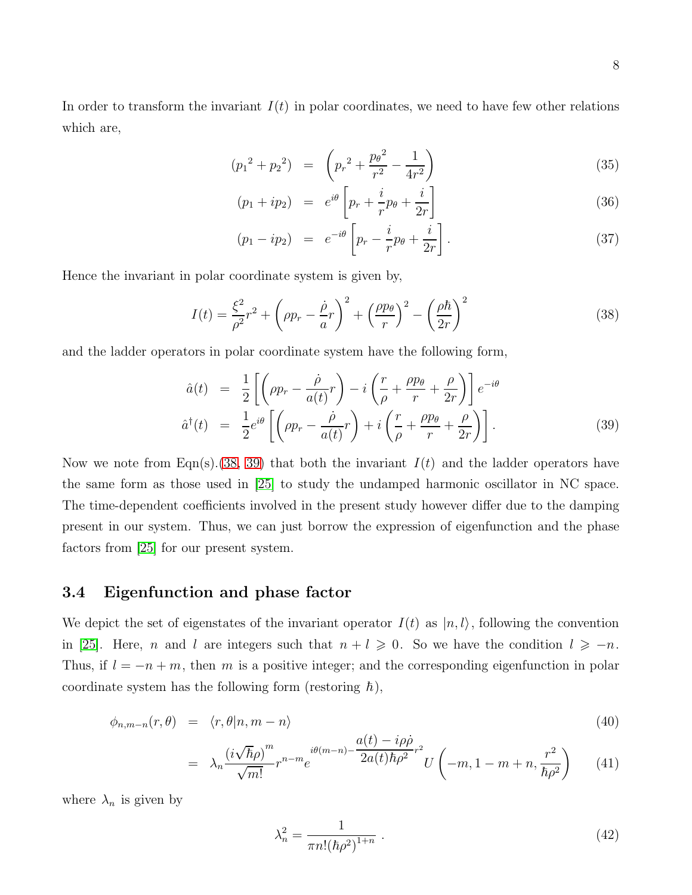In order to transform the invariant $I(t)$ in polar coordinates, we need to have few other relations which are,

$$
\begin{aligned}
({p_1}^2 + {p_2}^2) &= \left({p_r}^2 + \frac{{p_\theta}^2}{r^2} - \frac{1}{4r^2}\right) && (35)\\
(p_1 + ip_2) &= e^{i\theta}\left[p_r + \frac{i}{r}p_\theta + \frac{i}{2r}\right] && (36)\\
(p_1 - ip_2) &= e^{-i\theta}\left[p_r - \frac{i}{r}p_\theta + \frac{i}{2r}\right]. && (37)
\end{aligned}
$$

Hence the invariant in polar coordinate system is given by,

$$
I(t) = \frac{\xi^2}{\rho^2}r^2 + \left(\rho p_r - \frac{\dot{\rho}}{a}r\right)^2 + \left(\frac{\rho p_\theta}{r}\right)^2 - \left(\frac{\rho\hbar}{2r}\right)^2 \tag{38}
$$

and the ladder operators in polar coordinate system have the following form,

$$
\begin{aligned}
\hat{a}(t) &= \frac{1}{2}\left[\left(\rho p_r - \frac{\dot{\rho}}{a(t)}r\right) - i\left(\frac{r}{\rho} + \frac{\rho p_\theta}{r} + \frac{\rho}{2r}\right)\right]e^{-i\theta}\\
\hat{a}^\dagger(t) &= \frac{1}{2}e^{i\theta}\left[\left(\rho p_r - \frac{\dot{\rho}}{a(t)}r\right) + i\left(\frac{r}{\rho} + \frac{\rho p_\theta}{r} + \frac{\rho}{2r}\right)\right]. && (39)
\end{aligned}
$$

Now we note from Eqn(s).(38, 39) that both the invariant $I(t)$ and the ladder operators have the same form as those used in [25] to study the undamped harmonic oscillator in NC space. The time-dependent coefficients involved in the present study however differ due to the damping present in our system. Thus, we can just borrow the expression of eigenfunction and the phase factors from [25] for our present system.

### 3.4 Eigenfunction and phase factor

We depict the set of eigenstates of the invariant operator $I(t)$ as $|n,l\rangle$, following the convention in [25]. Here, $n$ and $l$ are integers such that $n + l \geqslant 0$. So we have the condition $l \geqslant -n$. Thus, if $l = -n + m$, then $m$ is a positive integer; and the corresponding eigenfunction in polar coordinate system has the following form (restoring $\hbar$),

$$
\begin{aligned}
\phi_{n,m-n}(r,\theta) &= \langle r,\theta|n, m-n\rangle && (40)\\
&= \lambda_n \frac{(i\sqrt{\hbar}\rho)^m}{\sqrt{m!}} r^{n-m} e^{i\theta(m-n) - \frac{a(t) - i\rho\dot{\rho}}{2a(t)\hbar\rho^2}r^2}\, U\left(-m, 1-m+n, \frac{r^2}{\hbar\rho^2}\right) && (41)
\end{aligned}
$$

where $\lambda_n$ is given by

$$
\lambda_n^2 = \frac{1}{\pi n!(\hbar\rho^2)^{1+n}}\ . \tag{42}
$$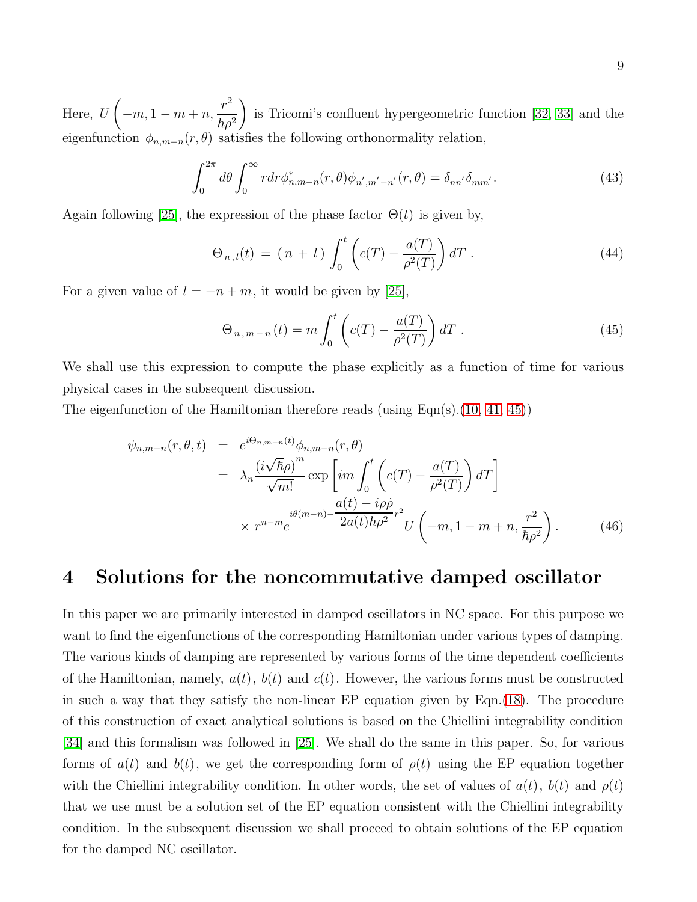Here, $U\left(-m, 1-m+n, \frac{r^2}{\hbar\rho^2}\right)$ is Tricomi's confluent hypergeometric function [32, 33] and the eigenfunction $\phi_{n,m-n}(r,\theta)$ satisfies the following orthonormality relation,

$$\int_0^{2\pi} d\theta \int_0^{\infty} r dr \phi^*_{n,m-n}(r,\theta)\phi_{n',m'-n'}(r,\theta) = \delta_{nn'}\delta_{mm'}. \tag{43}$$

Again following [25], the expression of the phase factor $\Theta(t)$ is given by,

$$\Theta_{n,l}(t) = (n+l)\int_0^t \left(c(T) - \frac{a(T)}{\rho^2(T)}\right) dT . \tag{44}$$

For a given value of $l = -n + m$, it would be given by [25],

$$\Theta_{n,m-n}(t) = m\int_0^t \left(c(T) - \frac{a(T)}{\rho^2(T)}\right) dT . \tag{45}$$

We shall use this expression to compute the phase explicitly as a function of time for various physical cases in the subsequent discussion.

The eigenfunction of the Hamiltonian therefore reads (using Eqn(s).(10, 41, 45))

$$\begin{aligned}
\psi_{n,m-n}(r,\theta,t) &= e^{i\Theta_{n,m-n}(t)}\phi_{n,m-n}(r,\theta) \\
&= \lambda_n \frac{(i\sqrt{\hbar}\rho)^m}{\sqrt{m!}} \exp\left[im\int_0^t \left(c(T) - \frac{a(T)}{\rho^2(T)}\right) dT\right] \\
&\quad \times r^{n-m} e^{i\theta(m-n) - \frac{a(t) - i\rho\dot{\rho}}{2a(t)\hbar\rho^2}r^2} U\left(-m, 1-m+n, \frac{r^2}{\hbar\rho^2}\right).
\end{aligned} \tag{46}$$

# 4 Solutions for the noncommutative damped oscillator

In this paper we are primarily interested in damped oscillators in NC space. For this purpose we want to find the eigenfunctions of the corresponding Hamiltonian under various types of damping. The various kinds of damping are represented by various forms of the time dependent coefficients of the Hamiltonian, namely, $a(t)$, $b(t)$ and $c(t)$. However, the various forms must be constructed in such a way that they satisfy the non-linear EP equation given by Eqn.(18). The procedure of this construction of exact analytical solutions is based on the Chiellini integrability condition [34] and this formalism was followed in [25]. We shall do the same in this paper. So, for various forms of $a(t)$ and $b(t)$, we get the corresponding form of $\rho(t)$ using the EP equation together with the Chiellini integrability condition. In other words, the set of values of $a(t)$, $b(t)$ and $\rho(t)$ that we use must be a solution set of the EP equation consistent with the Chiellini integrability condition. In the subsequent discussion we shall proceed to obtain solutions of the EP equation for the damped NC oscillator.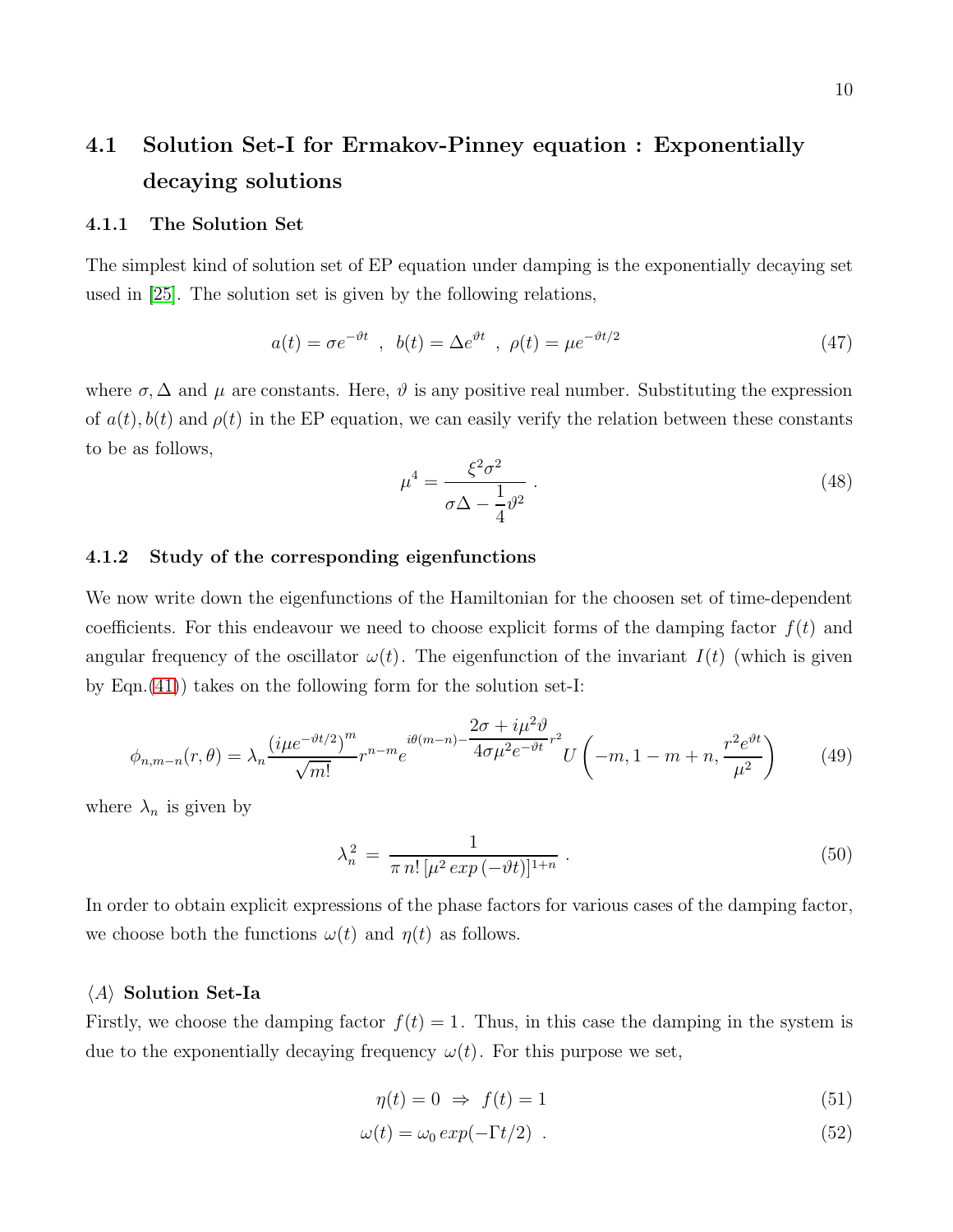## 4.1 Solution Set-I for Ermakov-Pinney equation : Exponentially decaying solutions

### 4.1.1 The Solution Set

The simplest kind of solution set of EP equation under damping is the exponentially decaying set used in [25]. The solution set is given by the following relations,

$$a(t) = \sigma e^{-\vartheta t} \;\; , \;\; b(t) = \Delta e^{\vartheta t} \;\; , \;\; \rho(t) = \mu e^{-\vartheta t/2} \tag{47}$$

where $\sigma, \Delta$ and $\mu$ are constants. Here, $\vartheta$ is any positive real number. Substituting the expression of $a(t), b(t)$ and $\rho(t)$ in the EP equation, we can easily verify the relation between these constants to be as follows,

$$\mu^4 = \frac{\xi^2 \sigma^2}{\sigma\Delta - \dfrac{1}{4}\vartheta^2} \; . \tag{48}$$

### 4.1.2 Study of the corresponding eigenfunctions

We now write down the eigenfunctions of the Hamiltonian for the choosen set of time-dependent coefficients. For this endeavour we need to choose explicit forms of the damping factor $f(t)$ and angular frequency of the oscillator $\omega(t)$. The eigenfunction of the invariant $I(t)$ (which is given by Eqn.(41)) takes on the following form for the solution set-I:

$$\phi_{n,m-n}(r,\theta) = \lambda_n \frac{\left(i\mu e^{-\vartheta t/2}\right)^m}{\sqrt{m!}} r^{n-m} e^{i\theta(m-n) - \dfrac{2\sigma + i\mu^2\vartheta}{4\sigma\mu^2 e^{-\vartheta t}} r^2} U\left(-m, 1-m+n, \frac{r^2 e^{\vartheta t}}{\mu^2}\right) \tag{49}$$

where $\lambda_n$ is given by

$$\lambda_n^2 \;=\; \frac{1}{\pi\, n!\, [\mu^2 \, exp\,(-\vartheta t)]^{1+n}} \; . \tag{50}$$

In order to obtain explicit expressions of the phase factors for various cases of the damping factor, we choose both the functions $\omega(t)$ and $\eta(t)$ as follows.

**$\langle A \rangle$ Solution Set-Ia**

Firstly, we choose the damping factor $f(t) = 1$. Thus, in this case the damping in the system is due to the exponentially decaying frequency $\omega(t)$. For this purpose we set,

$$\eta(t) = 0 \;\Rightarrow\; f(t) = 1 \tag{51}$$

$$\omega(t) = \omega_0 \, exp(-\Gamma t/2) \;\; . \tag{52}$$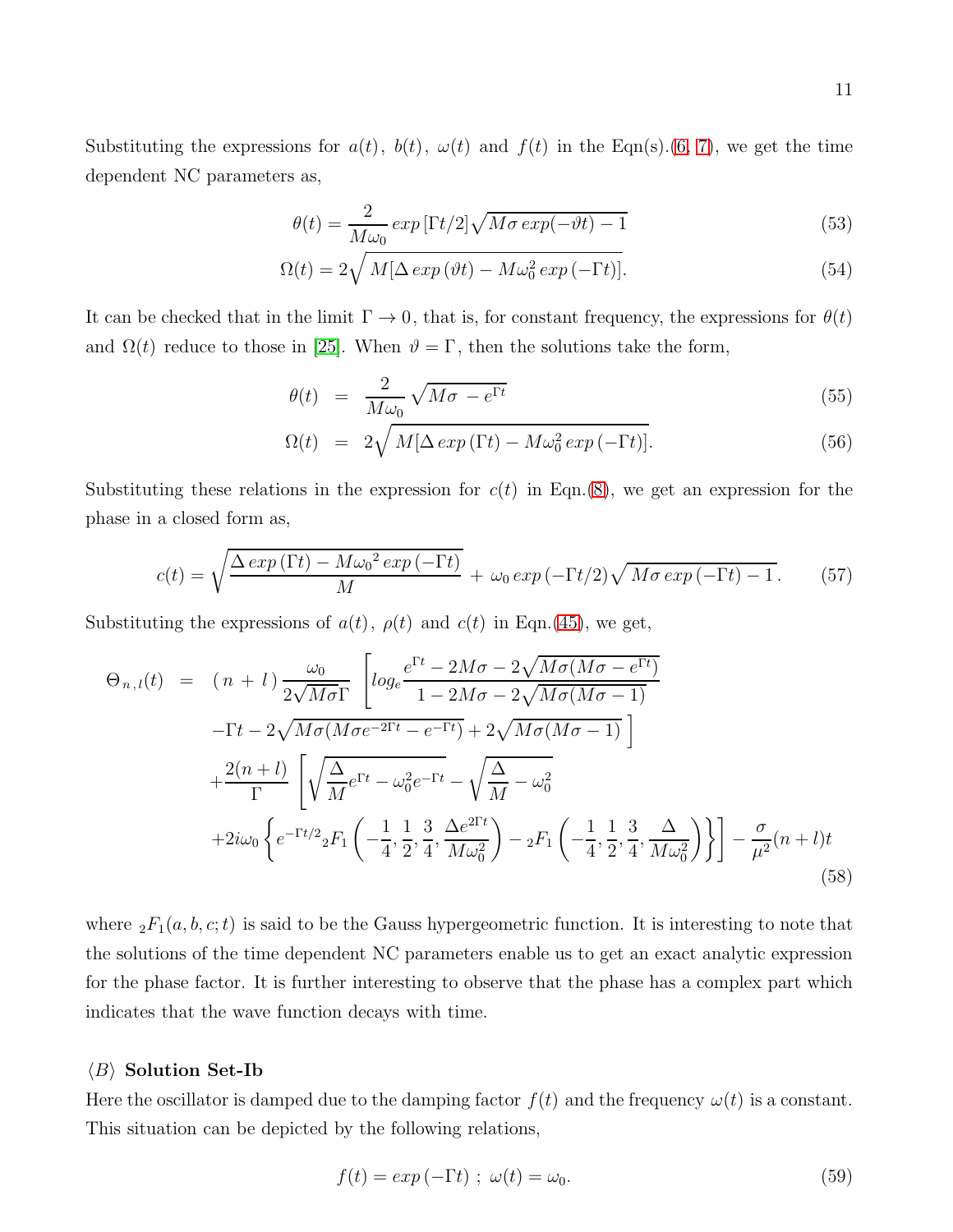Substituting the expressions for $a(t)$, $b(t)$, $\omega(t)$ and $f(t)$ in the Eqn(s).(6, 7), we get the time dependent NC parameters as,

$$\theta(t) = \frac{2}{M\omega_0} \, exp\,[\Gamma t/2] \sqrt{M\sigma \, exp(-\vartheta t) - 1} \tag{53}$$

$$\Omega(t) = 2\sqrt{M[\Delta \, exp\,(\vartheta t) - M\omega_0^2 \, exp\,(-\Gamma t)]}. \tag{54}$$

It can be checked that in the limit $\Gamma \to 0$, that is, for constant frequency, the expressions for $\theta(t)$ and $\Omega(t)$ reduce to those in [25]. When $\vartheta = \Gamma$, then the solutions take the form,

$$\theta(t) = \frac{2}{M\omega_0} \sqrt{M\sigma - e^{\Gamma t}} \tag{55}$$

$$\Omega(t) = 2\sqrt{M[\Delta \, exp\,(\Gamma t) - M\omega_0^2 \, exp\,(-\Gamma t)]}. \tag{56}$$

Substituting these relations in the expression for $c(t)$ in Eqn.(8), we get an expression for the phase in a closed form as,

$$c(t) = \sqrt{\frac{\Delta \, exp\,(\Gamma t) - M{\omega_0}^2 \, exp\,(-\Gamma t)}{M}} + \omega_0 \, exp\,(-\Gamma t/2) \sqrt{M\sigma \, exp\,(-\Gamma t) - 1}\,. \tag{57}$$

Substituting the expressions of $a(t)$, $\rho(t)$ and $c(t)$ in Eqn.(45), we get,

$$\begin{aligned}
\Theta_{n,l}(t) = \; & (n+l)\,\frac{\omega_0}{2\sqrt{M\sigma}\Gamma} \left[ log_e \frac{e^{\Gamma t} - 2M\sigma - 2\sqrt{M\sigma(M\sigma - e^{\Gamma t})}}{1 - 2M\sigma - 2\sqrt{M\sigma(M\sigma - 1)}} \right. \\
& \left. -\Gamma t - 2\sqrt{M\sigma(M\sigma e^{-2\Gamma t} - e^{-\Gamma t})} + 2\sqrt{M\sigma(M\sigma - 1)} \right] \\
& + \frac{2(n+l)}{\Gamma} \left[ \sqrt{\frac{\Delta}{M} e^{\Gamma t} - \omega_0^2 e^{-\Gamma t}} - \sqrt{\frac{\Delta}{M} - \omega_0^2} \right. \\
& \left. + 2i\omega_0 \left\{ e^{-\Gamma t/2} {}_2F_1\left(-\frac{1}{4}, \frac{1}{2}, \frac{3}{4}, \frac{\Delta e^{2\Gamma t}}{M\omega_0^2}\right) - {}_2F_1\left(-\frac{1}{4}, \frac{1}{2}, \frac{3}{4}, \frac{\Delta}{M\omega_0^2}\right) \right\} \right] - \frac{\sigma}{\mu^2}(n+l)t
\end{aligned} \tag{58}$$

where ${}_2F_1(a, b, c; t)$ is said to be the Gauss hypergeometric function. It is interesting to note that the solutions of the time dependent NC parameters enable us to get an exact analytic expression for the phase factor. It is further interesting to observe that the phase has a complex part which indicates that the wave function decays with time.

### ⟨B⟩ Solution Set-Ib

Here the oscillator is damped due to the damping factor $f(t)$ and the frequency $\omega(t)$ is a constant. This situation can be depicted by the following relations,

$$f(t) = exp\,(-\Gamma t) \; ; \; \omega(t) = \omega_0. \tag{59}$$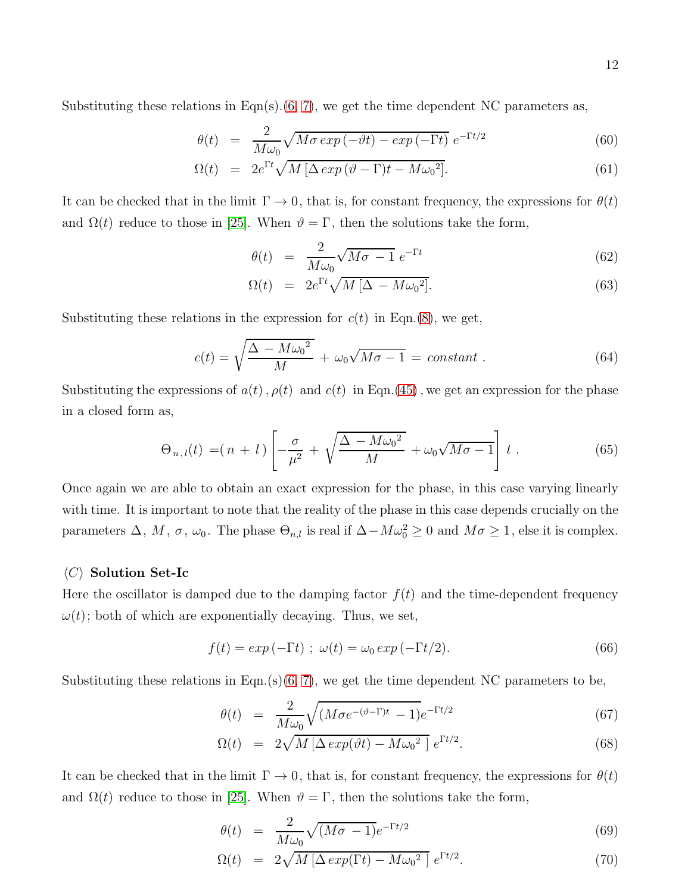Substituting these relations in Eqn(s).(6, 7), we get the time dependent NC parameters as,

$$\theta(t) \;=\; \frac{2}{M\omega_0}\sqrt{M\sigma\, exp\,(-\vartheta t) - exp\,(-\Gamma t)}\; e^{-\Gamma t/2} \tag{60}$$

$$\Omega(t) \;=\; 2e^{\Gamma t}\sqrt{M\,[\Delta\, exp\,(\vartheta - \Gamma)t - M{\omega_0}^2]}. \tag{61}$$

It can be checked that in the limit $\Gamma \to 0$, that is, for constant frequency, the expressions for $\theta(t)$ and $\Omega(t)$ reduce to those in [25]. When $\vartheta = \Gamma$, then the solutions take the form,

$$\theta(t) \;=\; \frac{2}{M\omega_0}\sqrt{M\sigma\, - 1}\; e^{-\Gamma t} \tag{62}$$

$$\Omega(t) \;=\; 2e^{\Gamma t}\sqrt{M\,[\Delta\, - M{\omega_0}^2]}. \tag{63}$$

Substituting these relations in the expression for $c(t)$ in Eqn.(8), we get,

$$c(t) = \sqrt{\frac{\Delta\, - M{\omega_0}^2}{M}}\; +\; \omega_0\sqrt{M\sigma - 1}\; =\; constant\;. \tag{64}$$

Substituting the expressions of $a(t)\,, \rho(t)$ and $c(t)$ in Eqn.(45) , we get an expression for the phase in a closed form as,

$$\Theta_{\,n\,,l}(t) \;=\! (\,n\,+\,l\,)\left[-\frac{\sigma}{\mu^2}\,+\,\sqrt{\frac{\Delta\, - M{\omega_0}^2}{M}}\,+\omega_0\sqrt{M\sigma - 1}\right]\,t\;. \tag{65}$$

Once again we are able to obtain an exact expression for the phase, in this case varying linearly with time. It is important to note that the reality of the phase in this case depends crucially on the parameters $\Delta,\, M,\, \sigma,\, \omega_0$. The phase $\Theta_{n,l}$ is real if $\Delta - M\omega_0^2 \geq 0$ and $M\sigma \geq 1$, else it is complex.

### $\langle C \rangle$ Solution Set-Ic

Here the oscillator is damped due to the damping factor $f(t)$ and the time-dependent frequency $\omega(t)$; both of which are exponentially decaying. Thus, we set,

$$f(t) = exp\,(-\Gamma t)\;;\; \omega(t) = \omega_0\, exp\,(-\Gamma t/2). \tag{66}$$

Substituting these relations in Eqn.(s)(6, 7), we get the time dependent NC parameters to be,

$$\theta(t) \;=\; \frac{2}{M\omega_0}\sqrt{(M\sigma e^{-(\vartheta - \Gamma)t}\, - 1)}e^{-\Gamma t/2} \tag{67}$$

$$\Omega(t) \;=\; 2\sqrt{M\,[\Delta\, exp(\vartheta t) - M{\omega_0}^2\;]}\; e^{\Gamma t/2}. \tag{68}$$

It can be checked that in the limit $\Gamma \to 0$, that is, for constant frequency, the expressions for $\theta(t)$ and $\Omega(t)$ reduce to those in [25]. When $\vartheta = \Gamma$, then the solutions take the form,

$$\theta(t) \;=\; \frac{2}{M\omega_0}\sqrt{(M\sigma\, - 1)}e^{-\Gamma t/2} \tag{69}$$

$$\Omega(t) \;=\; 2\sqrt{M\,[\Delta\, exp(\Gamma t) - M{\omega_0}^2\;]}\; e^{\Gamma t/2}. \tag{70}$$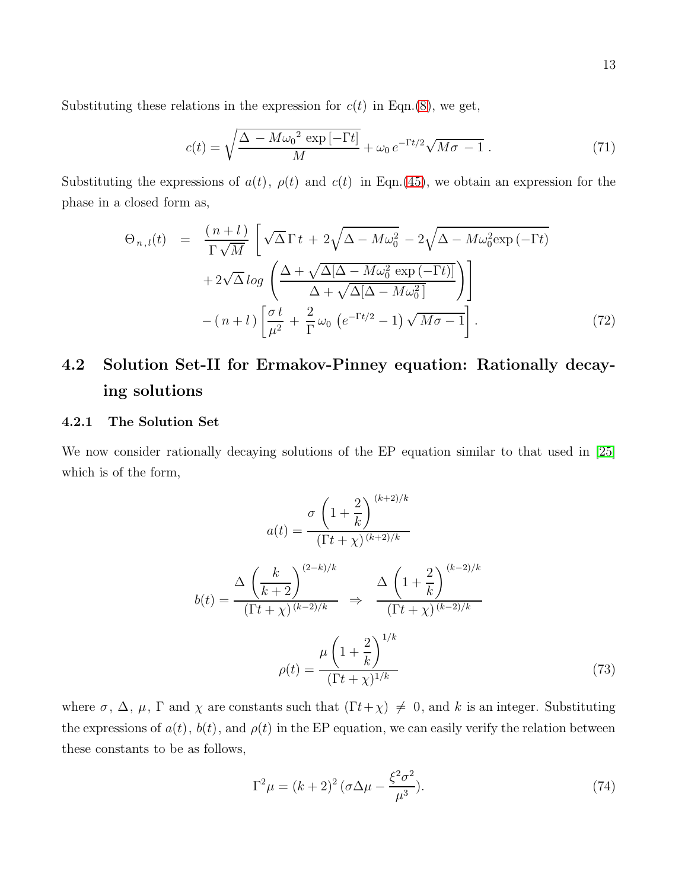Substituting these relations in the expression for $c(t)$ in Eqn.(8), we get,

$$
c(t) = \sqrt{\frac{\Delta \, - M{\omega_0}^2 \, \exp\left[-\Gamma t\right]}{M}} + \omega_0 \, e^{-\Gamma t/2} \sqrt{M\sigma \, - 1} \; . \tag{71}
$$

Substituting the expressions of $a(t)$, $\rho(t)$ and $c(t)$ in Eqn.(45), we obtain an expression for the phase in a closed form as,

$$
\begin{aligned}
\Theta_{\,n\,,l}(t) \;\; &= \;\; \frac{(\,n+l\,)}{\Gamma\,\sqrt{M}} \,\Bigg[\, \sqrt{\Delta}\,\Gamma\, t \,+\, 2\sqrt{\Delta - M\omega_0^2} \,-\, 2\sqrt{\Delta - M\omega_0^2 \exp\left(-\Gamma t\right)} \\
&\quad + 2\sqrt{\Delta}\, log\, \left(\frac{\Delta + \sqrt{\Delta[\Delta - M\omega_0^2\, \exp\left(-\Gamma t\right)]}}{\Delta + \sqrt{\Delta[\Delta - M\omega_0^2\,]}}\right)\Bigg] \\
&\quad - (\,n+l\,)\left[\frac{\sigma\, t}{\mu^2} \,+\, \frac{2}{\Gamma}\,\omega_0\, \left(e^{-\Gamma t/2} - 1\right)\sqrt{M\sigma - 1}\right].
\end{aligned} \tag{72}
$$

## 4.2 Solution Set-II for Ermakov-Pinney equation: Rationally decaying solutions

### 4.2.1 The Solution Set

We now consider rationally decaying solutions of the EP equation similar to that used in [25] which is of the form,

$$
a(t) = \frac{\sigma\,\left(1 + \dfrac{2}{k}\right)^{(k+2)/k}}{(\Gamma t + \chi)^{\,(k+2)/k}}
$$

$$
b(t) = \frac{\Delta\,\left(\dfrac{k}{k+2}\right)^{(2-k)/k}}{(\Gamma t + \chi)^{\,(k-2)/k}} \;\; \Rightarrow \;\; \frac{\Delta\,\left(1 + \dfrac{2}{k}\right)^{(k-2)/k}}{(\Gamma t + \chi)^{\,(k-2)/k}}
$$

$$
\rho(t) = \frac{\mu\left(1 + \dfrac{2}{k}\right)^{1/k}}{(\Gamma t + \chi)^{1/k}} \tag{73}
$$

where $\sigma$, $\Delta$, $\mu$, $\Gamma$ and $\chi$ are constants such that $(\Gamma t + \chi) \neq 0$, and $k$ is an integer. Substituting the expressions of $a(t)$, $b(t)$, and $\rho(t)$ in the EP equation, we can easily verify the relation between these constants to be as follows,

$$
\Gamma^2 \mu = (k+2)^2\,(\sigma\Delta\mu - \frac{\xi^2\sigma^2}{\mu^3}). \tag{74}
$$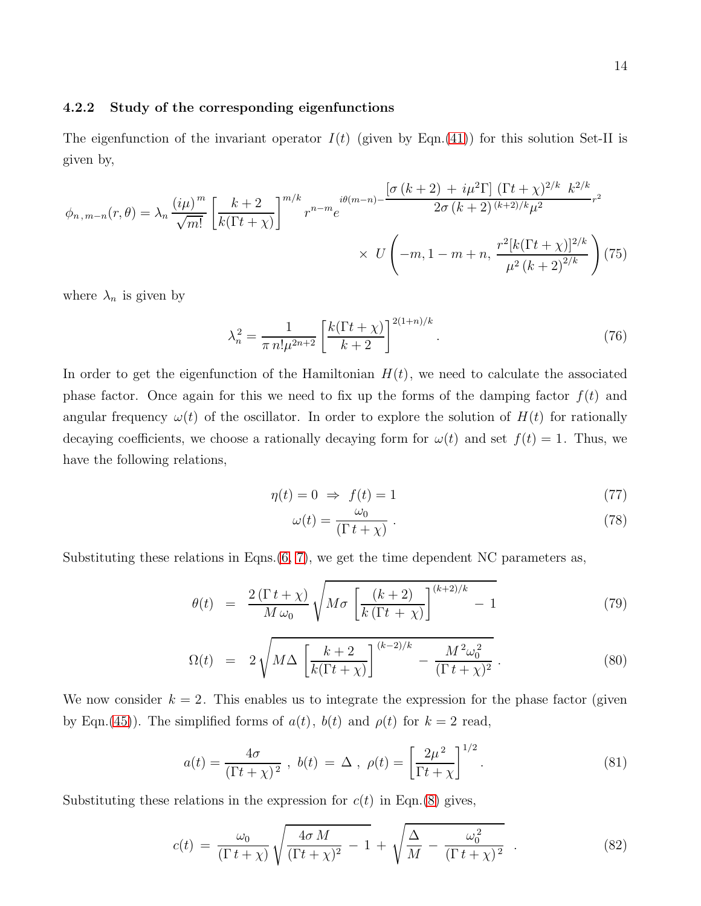### 4.2.2 Study of the corresponding eigenfunctions

The eigenfunction of the invariant operator $I(t)$ (given by Eqn.(41)) for this solution Set-II is given by,

$$\phi_{n\,,m-n}(r,\theta) = \lambda_n \frac{(i\mu)^m}{\sqrt{m!}} \left[\frac{k+2}{k(\Gamma t+\chi)}\right]^{m/k} r^{n-m} e^{i\theta(m-n) - \frac{\left[\sigma\,(k+2)\,+\,i\mu^2\Gamma\right]\,(\Gamma t+\chi)^{2/k}\,\,k^{2/k}}{2\sigma\,(k+2)^{(k+2)/k}\mu^2} r^2} \times\, U\left(-m, 1-m+n, \frac{r^2[k(\Gamma t+\chi)]^{2/k}}{\mu^2\,(k+2)^{2/k}}\right) \tag{75}$$

where $\lambda_n$ is given by

$$\lambda_n^2 = \frac{1}{\pi\, n! \mu^{2n+2}} \left[\frac{k(\Gamma t+\chi)}{k+2}\right]^{2(1+n)/k} . \tag{76}$$

In order to get the eigenfunction of the Hamiltonian $H(t)$, we need to calculate the associated phase factor. Once again for this we need to fix up the forms of the damping factor $f(t)$ and angular frequency $\omega(t)$ of the oscillator. In order to explore the solution of $H(t)$ for rationally decaying coefficients, we choose a rationally decaying form for $\omega(t)$ and set $f(t) = 1$. Thus, we have the following relations,

$$\eta(t) = 0 \;\Rightarrow\; f(t) = 1 \tag{77}$$

$$\omega(t) = \frac{\omega_0}{(\Gamma\, t+\chi)} \,. \tag{78}$$

Substituting these relations in Eqns.(6, 7), we get the time dependent NC parameters as,

$$\theta(t) \;=\; \frac{2\,(\Gamma\, t+\chi)}{M\,\omega_0} \sqrt{M\sigma\,\left[\frac{(k+2)}{k\,(\Gamma t\,+\,\chi)}\right]^{(k+2)/k} - 1} \tag{79}$$

$$\Omega(t) \;=\; 2\sqrt{M\Delta\,\left[\frac{k+2}{k(\Gamma t+\chi)}\right]^{(k-2)/k} - \frac{M^2\omega_0^2}{(\Gamma\, t+\chi)^2}} \,. \tag{80}$$

We now consider $k = 2$. This enables us to integrate the expression for the phase factor (given by Eqn.(45)). The simplified forms of $a(t)$, $b(t)$ and $\rho(t)$ for $k = 2$ read,

$$a(t) = \frac{4\sigma}{(\Gamma t+\chi)^2} \;,\; b(t) \;=\; \Delta \;,\; \rho(t) = \left[\frac{2\mu^2}{\Gamma t+\chi}\right]^{1/2} . \tag{81}$$

Substituting these relations in the expression for $c(t)$ in Eqn.(8) gives,

$$c(t) \;=\; \frac{\omega_0}{(\Gamma\, t+\chi)} \sqrt{\frac{4\sigma\, M}{(\Gamma t+\chi)^2} \,-\, 1} \,+\, \sqrt{\frac{\Delta}{M} \,-\, \frac{\omega_0^2}{(\Gamma\, t+\chi)^2}} \,\,. \tag{82}$$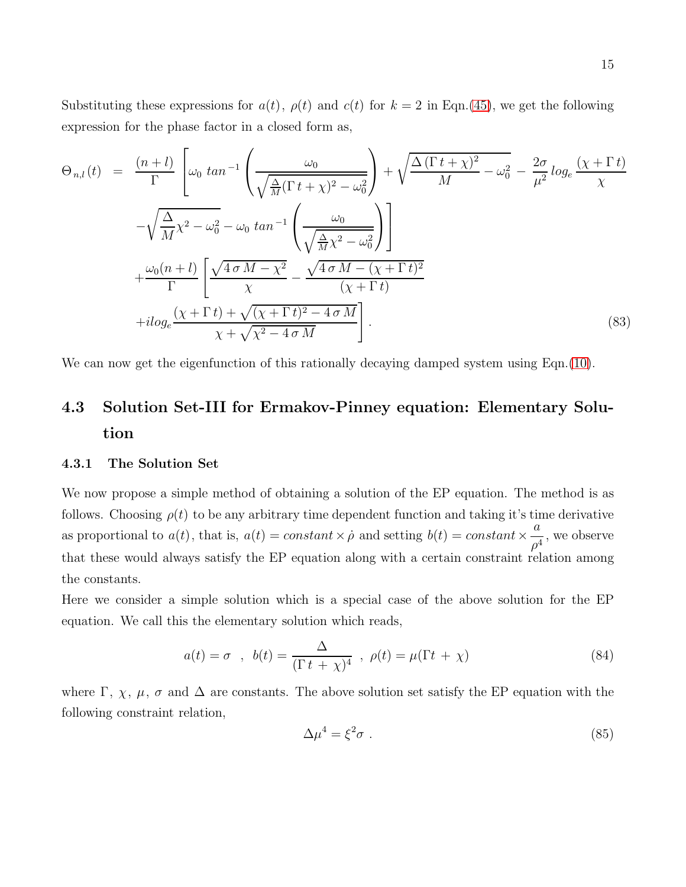Substituting these expressions for $a(t)$, $\rho(t)$ and $c(t)$ for $k = 2$ in Eqn.(45), we get the following expression for the phase factor in a closed form as,

$$
\begin{aligned}
\Theta_{n,l}(t) \;=\; & \frac{(n+l)}{\Gamma}\left[\omega_0 \, tan^{-1}\left(\frac{\omega_0}{\sqrt{\frac{\Delta}{M}(\Gamma\, t+\chi)^2-\omega_0^2}}\right)+\sqrt{\frac{\Delta\,(\Gamma\, t+\chi)^2}{M}-\omega_0^2}-\frac{2\sigma}{\mu^2}\, log_e\, \frac{(\chi+\Gamma\, t)}{\chi}\right. \\
& \left. -\sqrt{\frac{\Delta}{M}\chi^2-\omega_0^2}-\omega_0\, tan^{-1}\left(\frac{\omega_0}{\sqrt{\frac{\Delta}{M}\chi^2-\omega_0^2}}\right)\right] \\
& +\frac{\omega_0(n+l)}{\Gamma}\left[\frac{\sqrt{4\,\sigma\, M-\chi^2}}{\chi}-\frac{\sqrt{4\,\sigma\, M-(\chi+\Gamma\, t)^2}}{(\chi+\Gamma\, t)}\right. \\
& \left. +i log_e \frac{(\chi+\Gamma\, t)+\sqrt{(\chi+\Gamma\, t)^2-4\,\sigma\, M}}{\chi+\sqrt{\chi^2-4\,\sigma\, M}}\right].
\end{aligned}
\tag{83}
$$

We can now get the eigenfunction of this rationally decaying damped system using Eqn.(10).

## 4.3 Solution Set-III for Ermakov-Pinney equation: Elementary Solution

### 4.3.1 The Solution Set

We now propose a simple method of obtaining a solution of the EP equation. The method is as follows. Choosing $\rho(t)$ to be any arbitrary time dependent function and taking it's time derivative as proportional to $a(t)$, that is, $a(t) = constant \times \dot{\rho}$ and setting $b(t) = constant \times \dfrac{a}{\rho^4}$, we observe that these would always satisfy the EP equation along with a certain constraint relation among the constants.

Here we consider a simple solution which is a special case of the above solution for the EP equation. We call this the elementary solution which reads,

$$
a(t) = \sigma \quad , \quad b(t) = \frac{\Delta}{(\Gamma\, t\, +\, \chi)^4} \quad , \quad \rho(t) = \mu(\Gamma t\, +\, \chi) \tag{84}
$$

where $\Gamma$, $\chi$, $\mu$, $\sigma$ and $\Delta$ are constants. The above solution set satisfy the EP equation with the following constraint relation,

$$
\Delta \mu^4 = \xi^2 \sigma \; . \tag{85}
$$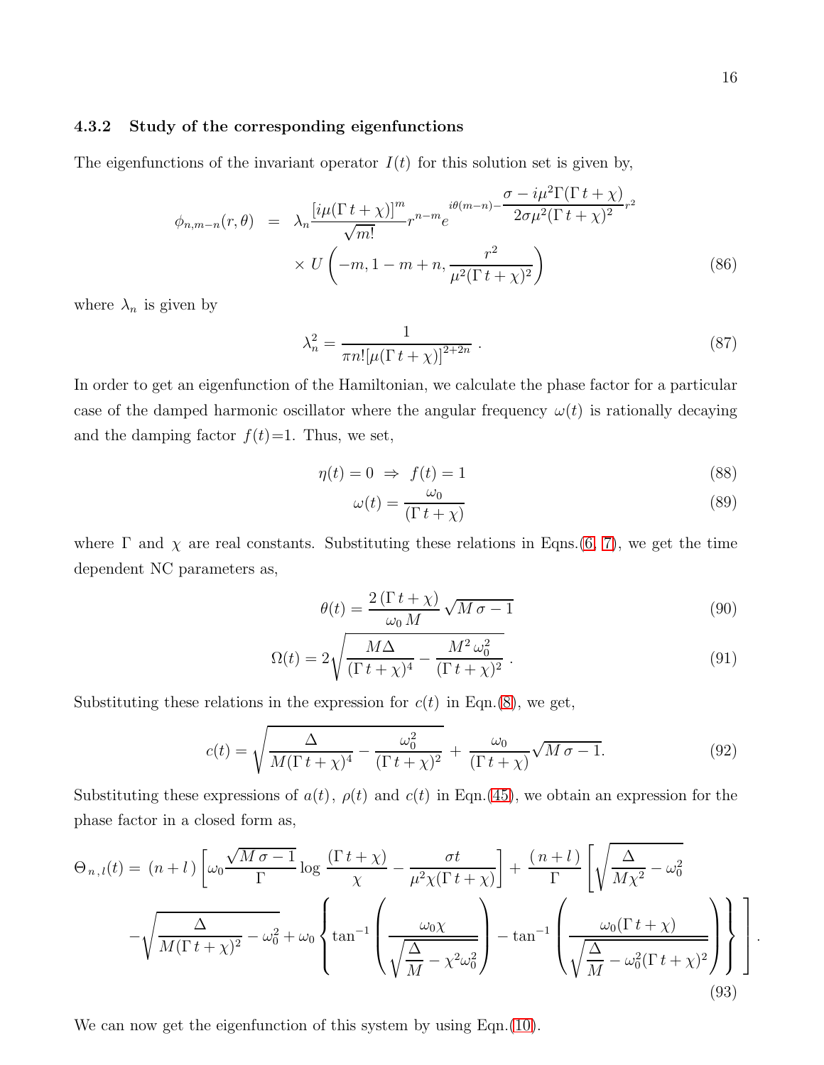### 4.3.2 Study of the corresponding eigenfunctions

The eigenfunctions of the invariant operator $I(t)$ for this solution set is given by,

$$
\begin{aligned}
\phi_{n,m-n}(r,\theta) &= \lambda_n \frac{[i\mu(\Gamma t+\chi)]^m}{\sqrt{m!}} r^{n-m} e^{i\theta(m-n) - \dfrac{\sigma - i\mu^2\Gamma(\Gamma t+\chi)}{2\sigma\mu^2(\Gamma t+\chi)^2} r^2} \\
&\quad \times U\left(-m, 1-m+n, \frac{r^2}{\mu^2(\Gamma t+\chi)^2}\right)
\end{aligned} \tag{86}
$$

where $\lambda_n$ is given by

$$
\lambda_n^2 = \frac{1}{\pi n! [\mu(\Gamma t+\chi)]^{2+2n}} \, . \tag{87}
$$

In order to get an eigenfunction of the Hamiltonian, we calculate the phase factor for a particular case of the damped harmonic oscillator where the angular frequency $\omega(t)$ is rationally decaying and the damping factor $f(t)$=1. Thus, we set,

$$
\eta(t) = 0 \;\Rightarrow\; f(t) = 1 \tag{88}
$$

$$
\omega(t) = \frac{\omega_0}{(\Gamma t+\chi)} \tag{89}
$$

where $\Gamma$ and $\chi$ are real constants. Substituting these relations in Eqns.(6, 7), we get the time dependent NC parameters as,

$$
\theta(t) = \frac{2\,(\Gamma t+\chi)}{\omega_0 M} \sqrt{M\sigma - 1} \tag{90}
$$

$$
\Omega(t) = 2\sqrt{\frac{M\Delta}{(\Gamma t+\chi)^4} - \frac{M^2\omega_0^2}{(\Gamma t+\chi)^2}} \, . \tag{91}
$$

Substituting these relations in the expression for $c(t)$ in Eqn.(8), we get,

$$
c(t) = \sqrt{\frac{\Delta}{M(\Gamma t+\chi)^4} - \frac{\omega_0^2}{(\Gamma t+\chi)^2}} + \frac{\omega_0}{(\Gamma t+\chi)}\sqrt{M\sigma - 1}. \tag{92}
$$

Substituting these expressions of $a(t)$, $\rho(t)$ and $c(t)$ in Eqn.(45), we obtain an expression for the phase factor in a closed form as,

$$
\begin{aligned}
\Theta_{n,l}(t) = &\; (n+l)\left[\omega_0 \frac{\sqrt{M\sigma-1}}{\Gamma}\log\frac{(\Gamma t+\chi)}{\chi} - \frac{\sigma t}{\mu^2\chi(\Gamma t+\chi)}\right] + \frac{(n+l)}{\Gamma}\left[\sqrt{\frac{\Delta}{M\chi^2} - \omega_0^2}\right. \\
&\left. - \sqrt{\frac{\Delta}{M(\Gamma t+\chi)^2} - \omega_0^2} + \omega_0\left\{\tan^{-1}\left(\frac{\omega_0\chi}{\sqrt{\dfrac{\Delta}{M} - \chi^2\omega_0^2}}\right) - \tan^{-1}\left(\frac{\omega_0(\Gamma t+\chi)}{\sqrt{\dfrac{\Delta}{M} - \omega_0^2(\Gamma t+\chi)^2}}\right)\right\}\right].
\end{aligned} \tag{93}
$$

We can now get the eigenfunction of this system by using Eqn.(10).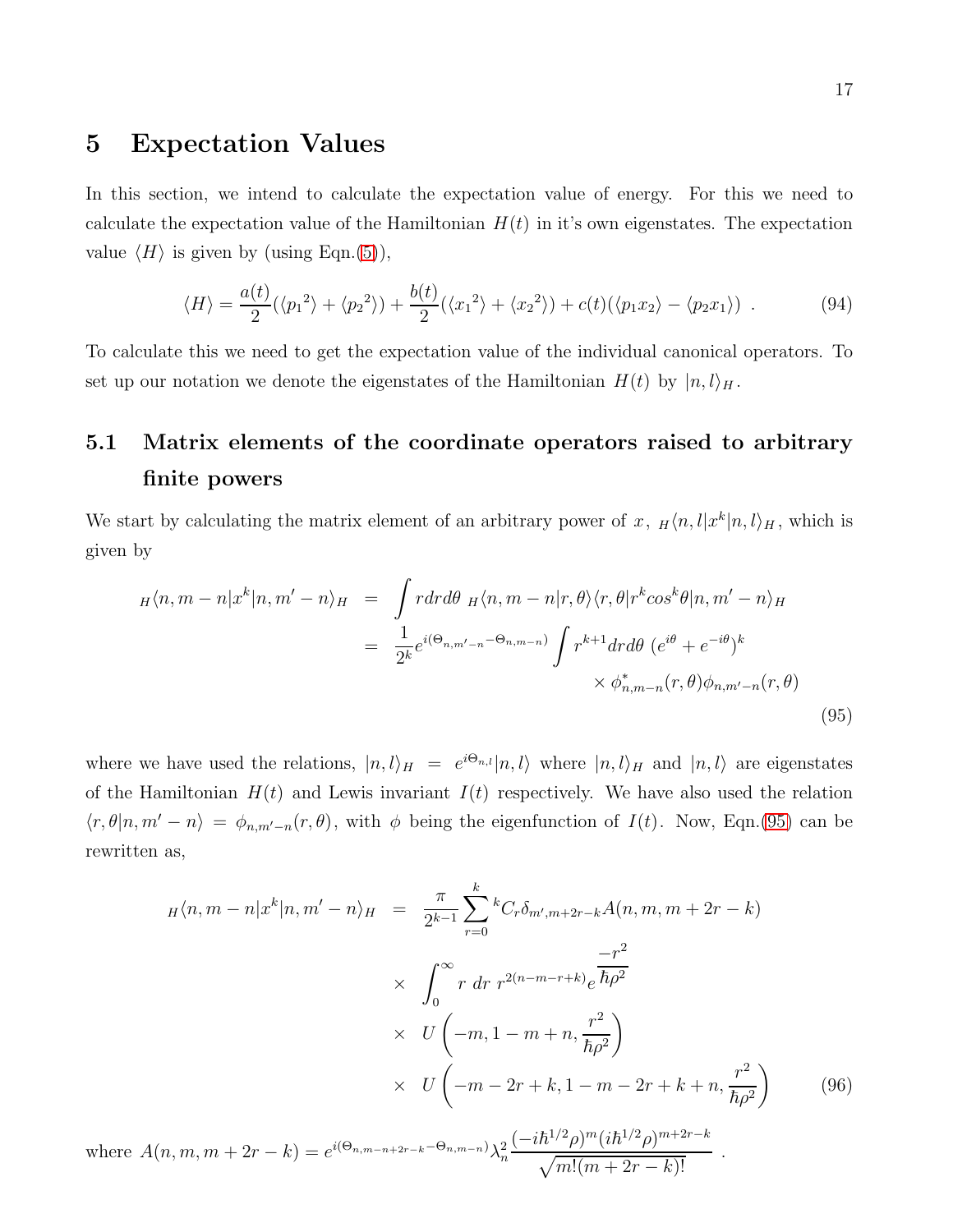## 5 Expectation Values

In this section, we intend to calculate the expectation value of energy. For this we need to calculate the expectation value of the Hamiltonian $H(t)$ in it's own eigenstates. The expectation value $\langle H \rangle$ is given by (using Eqn.(5)),

$$\langle H \rangle = \frac{a(t)}{2}(\langle {p_1}^2 \rangle + \langle {p_2}^2 \rangle) + \frac{b(t)}{2}(\langle {x_1}^2 \rangle + \langle {x_2}^2 \rangle) + c(t)(\langle p_1 x_2 \rangle - \langle p_2 x_1 \rangle) \ . \tag{94}$$

To calculate this we need to get the expectation value of the individual canonical operators. To set up our notation we denote the eigenstates of the Hamiltonian $H(t)$ by $|n, l\rangle_H$.

### 5.1 Matrix elements of the coordinate operators raised to arbitrary finite powers

We start by calculating the matrix element of an arbitrary power of $x$, ${}_H\langle n, l|x^k|n, l\rangle_H$, which is given by

$$\begin{aligned}
{}_H\langle n, m-n|x^k|n, m'-n\rangle_H &= \int r dr d\theta \ {}_H\langle n, m-n|r,\theta\rangle\langle r,\theta|r^k cos^k\theta|n, m'-n\rangle_H \\
&= \frac{1}{2^k} e^{i(\Theta_{n,m'-n} - \Theta_{n,m-n})} \int r^{k+1} dr d\theta \ (e^{i\theta} + e^{-i\theta})^k \\
&\qquad \times \phi^*_{n,m-n}(r,\theta)\phi_{n,m'-n}(r,\theta)
\end{aligned} \tag{95}$$

where we have used the relations, $|n, l\rangle_H = e^{i\Theta_{n,l}}|n, l\rangle$ where $|n, l\rangle_H$ and $|n, l\rangle$ are eigenstates of the Hamiltonian $H(t)$ and Lewis invariant $I(t)$ respectively. We have also used the relation $\langle r, \theta|n, m'-n\rangle = \phi_{n,m'-n}(r, \theta)$, with $\phi$ being the eigenfunction of $I(t)$. Now, Eqn.(95) can be rewritten as,

$$\begin{aligned}
{}_H\langle n, m-n|x^k|n, m'-n\rangle_H &= \frac{\pi}{2^{k-1}} \sum_{r=0}^{k} {}^kC_r \delta_{m',m+2r-k} A(n, m, m+2r-k) \\
&\times \int_0^\infty r \ dr \ r^{2(n-m-r+k)} e^{\dfrac{-r^2}{\hbar\rho^2}} \\
&\times U\left(-m, 1-m+n, \frac{r^2}{\hbar\rho^2}\right) \\
&\times U\left(-m-2r+k, 1-m-2r+k+n, \frac{r^2}{\hbar\rho^2}\right)
\end{aligned} \tag{96}$$

where $A(n, m, m+2r-k) = e^{i(\Theta_{n,m-n+2r-k} - \Theta_{n,m-n})} \lambda_n^2 \dfrac{(-i\hbar^{1/2}\rho)^m (i\hbar^{1/2}\rho)^{m+2r-k}}{\sqrt{m!(m+2r-k)!}}$ .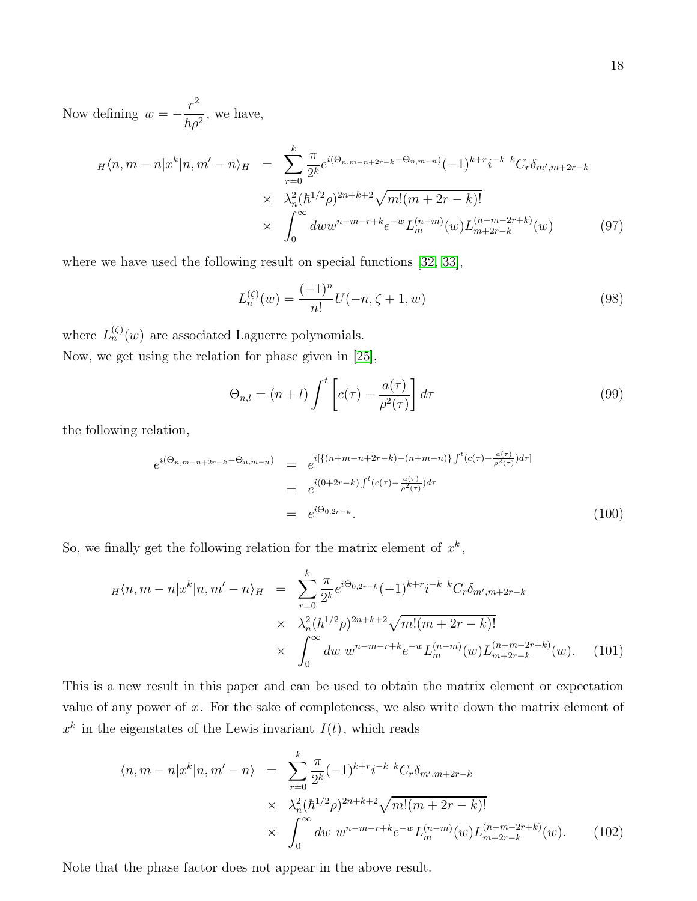Now defining $w = -\frac{r^2}{\hbar\rho^2}$, we have,

$$
\begin{aligned}
{}_H\langle n, m-n|x^k|n, m'-n\rangle_H &= \sum_{r=0}^{k} \frac{\pi}{2^k} e^{i(\Theta_{n,m-n+2r-k}-\Theta_{n,m-n})}(-1)^{k+r} i^{-k}\ {}^kC_r \delta_{m',m+2r-k} \\
&\times\ \lambda_n^2 (\hbar^{1/2}\rho)^{2n+k+2}\sqrt{m!(m+2r-k)!} \\
&\times\ \int_0^\infty dw w^{n-m-r+k} e^{-w} L_m^{(n-m)}(w) L_{m+2r-k}^{(n-m-2r+k)}(w)
\end{aligned}
\tag{97}
$$

where we have used the following result on special functions [32, 33],

$$
L_n^{(\zeta)}(w) = \frac{(-1)^n}{n!} U(-n, \zeta+1, w) \tag{98}
$$

where $L_n^{(\zeta)}(w)$ are associated Laguerre polynomials.
Now, we get using the relation for phase given in [25],

$$
\Theta_{n,l} = (n+l)\int^t \left[c(\tau) - \frac{a(\tau)}{\rho^2(\tau)}\right] d\tau \tag{99}
$$

the following relation,

$$
\begin{aligned}
e^{i(\Theta_{n,m-n+2r-k}-\Theta_{n,m-n})} &= e^{i[\{(n+m-n+2r-k)-(n+m-n)\}\int^t (c(\tau)-\frac{a(\tau)}{\rho^2(\tau)})d\tau]} \\
&= e^{i(0+2r-k)\int^t (c(\tau)-\frac{a(\tau)}{\rho^2(\tau)})d\tau} \\
&= e^{i\Theta_{0,2r-k}}.
\end{aligned}
\tag{100}
$$

So, we finally get the following relation for the matrix element of $x^k$,

$$
\begin{aligned}
{}_H\langle n, m-n|x^k|n, m'-n\rangle_H &= \sum_{r=0}^{k} \frac{\pi}{2^k} e^{i\Theta_{0,2r-k}}(-1)^{k+r} i^{-k}\ {}^kC_r \delta_{m',m+2r-k} \\
&\times\ \lambda_n^2 (\hbar^{1/2}\rho)^{2n+k+2}\sqrt{m!(m+2r-k)!} \\
&\times\ \int_0^\infty dw\ w^{n-m-r+k} e^{-w} L_m^{(n-m)}(w) L_{m+2r-k}^{(n-m-2r+k)}(w).
\end{aligned}
\tag{101}
$$

This is a new result in this paper and can be used to obtain the matrix element or expectation value of any power of $x$. For the sake of completeness, we also write down the matrix element of $x^k$ in the eigenstates of the Lewis invariant $I(t)$, which reads

$$
\begin{aligned}
\langle n, m-n|x^k|n, m'-n\rangle &= \sum_{r=0}^{k} \frac{\pi}{2^k} (-1)^{k+r} i^{-k}\ {}^kC_r \delta_{m',m+2r-k} \\
&\times\ \lambda_n^2 (\hbar^{1/2}\rho)^{2n+k+2}\sqrt{m!(m+2r-k)!} \\
&\times\ \int_0^\infty dw\ w^{n-m-r+k} e^{-w} L_m^{(n-m)}(w) L_{m+2r-k}^{(n-m-2r+k)}(w).
\end{aligned}
\tag{102}
$$

Note that the phase factor does not appear in the above result.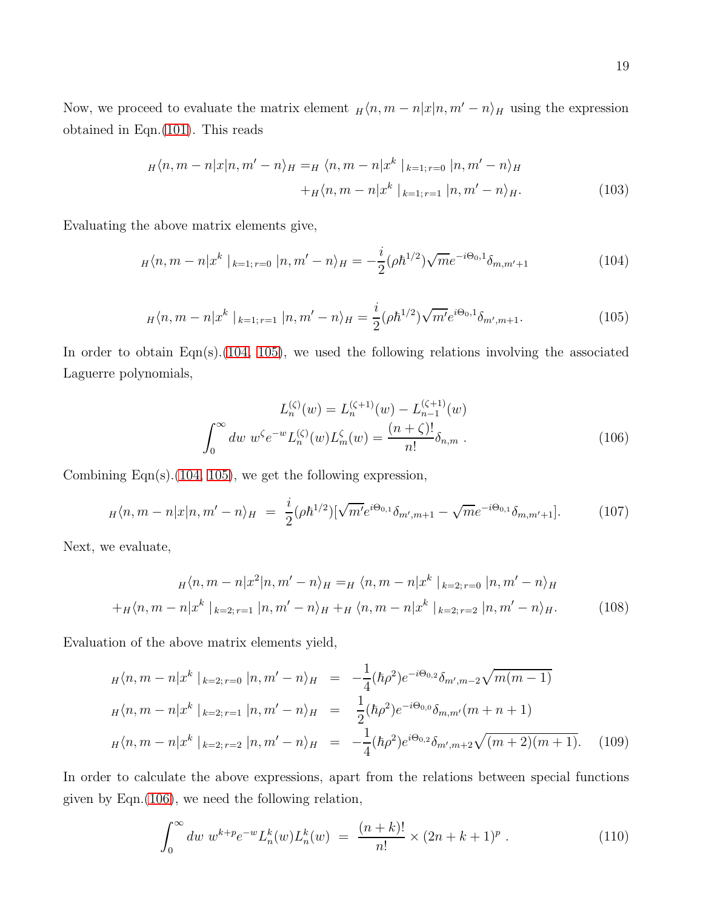Now, we proceed to evaluate the matrix element ${}_H\langle n, m-n|x|n, m'-n\rangle_H$ using the expression obtained in Eqn.(101). This reads

$$
\begin{aligned}
{}_H\langle n, m-n|x|n, m'-n\rangle_H = {}_H\langle n, m-n|x^k\mid_{k=1;\,r=0}|n, m'-n\rangle_H \\
+{}_H\langle n, m-n|x^k\mid_{k=1;\,r=1}|n, m'-n\rangle_H .
\end{aligned}
\tag{103}
$$

Evaluating the above matrix elements give,

$$
{}_H\langle n, m-n|x^k\mid_{k=1;\,r=0}|n, m'-n\rangle_H = -\frac{i}{2}(\rho\hbar^{1/2})\sqrt{m}e^{-i\Theta_{0,1}}\delta_{m,m'+1} \tag{104}
$$

$$
{}_H\langle n, m-n|x^k\mid_{k=1;\,r=1}|n, m'-n\rangle_H = \frac{i}{2}(\rho\hbar^{1/2})\sqrt{m'}e^{i\Theta_{0,1}}\delta_{m',m+1}. \tag{105}
$$

In order to obtain Eqn(s).(104, 105), we used the following relations involving the associated Laguerre polynomials,

$$
\begin{aligned}
L_n^{(\zeta)}(w) = L_n^{(\zeta+1)}(w) - L_{n-1}^{(\zeta+1)}(w) \\
\int_0^\infty dw\ w^\zeta e^{-w} L_n^{(\zeta)}(w) L_m^{\zeta}(w) = \frac{(n+\zeta)!}{n!}\delta_{n,m}\ .
\end{aligned}
\tag{106}
$$

Combining Eqn(s).(104, 105), we get the following expression,

$$
{}_H\langle n, m-n|x|n, m'-n\rangle_H \ = \ \frac{i}{2}(\rho\hbar^{1/2})[\sqrt{m'}e^{i\Theta_{0,1}}\delta_{m',m+1} - \sqrt{m}e^{-i\Theta_{0,1}}\delta_{m,m'+1}]. \tag{107}
$$

Next, we evaluate,

$$
\begin{aligned}
{}_H\langle n, m-n|x^2|n, m'-n\rangle_H = {}_H\langle n, m-n|x^k\mid_{k=2;\,r=0}|n, m'-n\rangle_H \\
+{}_H\langle n, m-n|x^k\mid_{k=2;\,r=1}|n, m'-n\rangle_H + {}_H\langle n, m-n|x^k\mid_{k=2;\,r=2}|n, m'-n\rangle_H .
\end{aligned}
\tag{108}
$$

Evaluation of the above matrix elements yield,

$$
\begin{aligned}
{}_H\langle n, m-n|x^k\mid_{k=2;\,r=0}|n, m'-n\rangle_H &= -\frac{1}{4}(\hbar\rho^2)e^{-i\Theta_{0,2}}\delta_{m',m-2}\sqrt{m(m-1)} \\
{}_H\langle n, m-n|x^k\mid_{k=2;\,r=1}|n, m'-n\rangle_H &= \frac{1}{2}(\hbar\rho^2)e^{-i\Theta_{0,0}}\delta_{m,m'}(m+n+1) \\
{}_H\langle n, m-n|x^k\mid_{k=2;\,r=2}|n, m'-n\rangle_H &= -\frac{1}{4}(\hbar\rho^2)e^{i\Theta_{0,2}}\delta_{m',m+2}\sqrt{(m+2)(m+1)}.
\end{aligned}
\tag{109}
$$

In order to calculate the above expressions, apart from the relations between special functions given by Eqn.(106), we need the following relation,

$$
\int_0^\infty dw\ w^{k+p} e^{-w} L_n^k(w) L_n^k(w) \ = \ \frac{(n+k)!}{n!} \times (2n+k+1)^p\ . \tag{110}
$$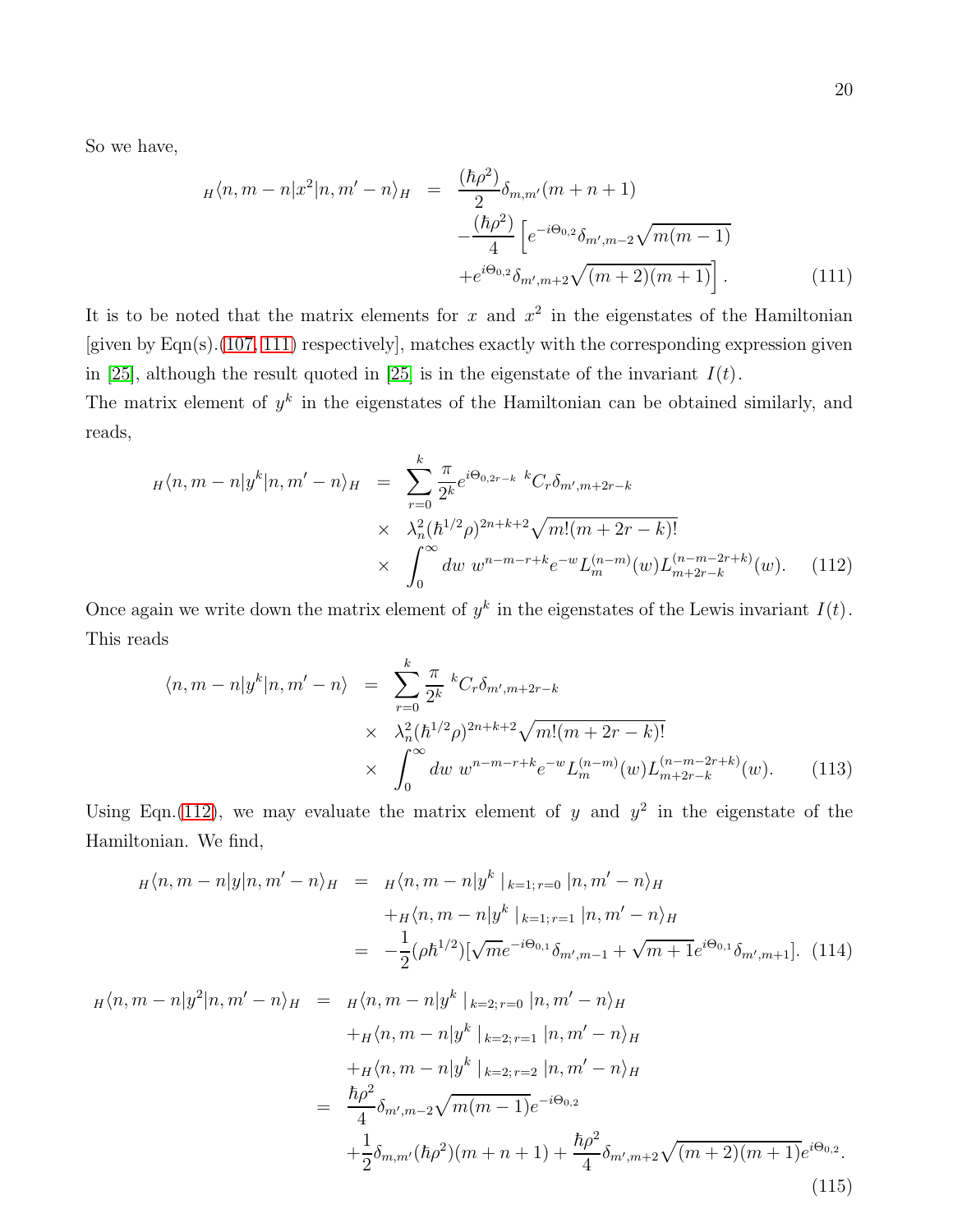So we have,

$$
\begin{aligned}
{}_H\langle n, m-n|x^2|n, m'-n\rangle_H &= \frac{(\hbar\rho^2)}{2}\delta_{m,m'}(m+n+1) \\
&\quad -\frac{(\hbar\rho^2)}{4}\left[e^{-i\Theta_{0,2}}\delta_{m',m-2}\sqrt{m(m-1)}\right. \\
&\quad \left. +e^{i\Theta_{0,2}}\delta_{m',m+2}\sqrt{(m+2)(m+1)}\right]. \qquad (111)
\end{aligned}
$$

It is to be noted that the matrix elements for $x$ and $x^2$ in the eigenstates of the Hamiltonian [given by Eqn(s).(107, 111) respectively], matches exactly with the corresponding expression given in [25], although the result quoted in [25] is in the eigenstate of the invariant $I(t)$.

The matrix element of $y^k$ in the eigenstates of the Hamiltonian can be obtained similarly, and reads,

$$
\begin{aligned}
{}_H\langle n, m-n|y^k|n, m'-n\rangle_H &= \sum_{r=0}^{k}\frac{\pi}{2^k}e^{i\Theta_{0,2r-k}}\ {}^kC_r\delta_{m',m+2r-k} \\
&\quad \times\ \lambda_n^2(\hbar^{1/2}\rho)^{2n+k+2}\sqrt{m!(m+2r-k)!} \\
&\quad \times\ \int_0^\infty dw\ w^{n-m-r+k}e^{-w}L_m^{(n-m)}(w)L_{m+2r-k}^{(n-m-2r+k)}(w). \qquad (112)
\end{aligned}
$$

Once again we write down the matrix element of $y^k$ in the eigenstates of the Lewis invariant $I(t)$. This reads

$$
\begin{aligned}
\langle n, m-n|y^k|n, m'-n\rangle &= \sum_{r=0}^{k}\frac{\pi}{2^k}\ {}^kC_r\delta_{m',m+2r-k} \\
&\quad \times\ \lambda_n^2(\hbar^{1/2}\rho)^{2n+k+2}\sqrt{m!(m+2r-k)!} \\
&\quad \times\ \int_0^\infty dw\ w^{n-m-r+k}e^{-w}L_m^{(n-m)}(w)L_{m+2r-k}^{(n-m-2r+k)}(w). \qquad (113)
\end{aligned}
$$

Using Eqn.(112), we may evaluate the matrix element of $y$ and $y^2$ in the eigenstate of the Hamiltonian. We find,

$$
\begin{aligned}
{}_H\langle n, m-n|y|n, m'-n\rangle_H &= {}_H\langle n, m-n|y^k\ |_{k=1;r=0}\ |n, m'-n\rangle_H \\
&\quad +{}_H\langle n, m-n|y^k\ |_{k=1;r=1}\ |n, m'-n\rangle_H \\
&= -\frac{1}{2}(\rho\hbar^{1/2})[\sqrt{m}e^{-i\Theta_{0,1}}\delta_{m',m-1}+\sqrt{m+1}e^{i\Theta_{0,1}}\delta_{m',m+1}]. \qquad (114)
\end{aligned}
$$

$$
\begin{aligned}
{}_H\langle n, m-n|y^2|n, m'-n\rangle_H &= {}_H\langle n, m-n|y^k\ |_{k=2;r=0}\ |n, m'-n\rangle_H \\
&\quad +{}_H\langle n, m-n|y^k\ |_{k=2;r=1}\ |n, m'-n\rangle_H \\
&\quad +{}_H\langle n, m-n|y^k\ |_{k=2;r=2}\ |n, m'-n\rangle_H \\
&= \frac{\hbar\rho^2}{4}\delta_{m',m-2}\sqrt{m(m-1)}e^{-i\Theta_{0,2}} \\
&\quad +\frac{1}{2}\delta_{m,m'}(\hbar\rho^2)(m+n+1)+\frac{\hbar\rho^2}{4}\delta_{m',m+2}\sqrt{(m+2)(m+1)}e^{i\Theta_{0,2}}. \qquad (115)
\end{aligned}
$$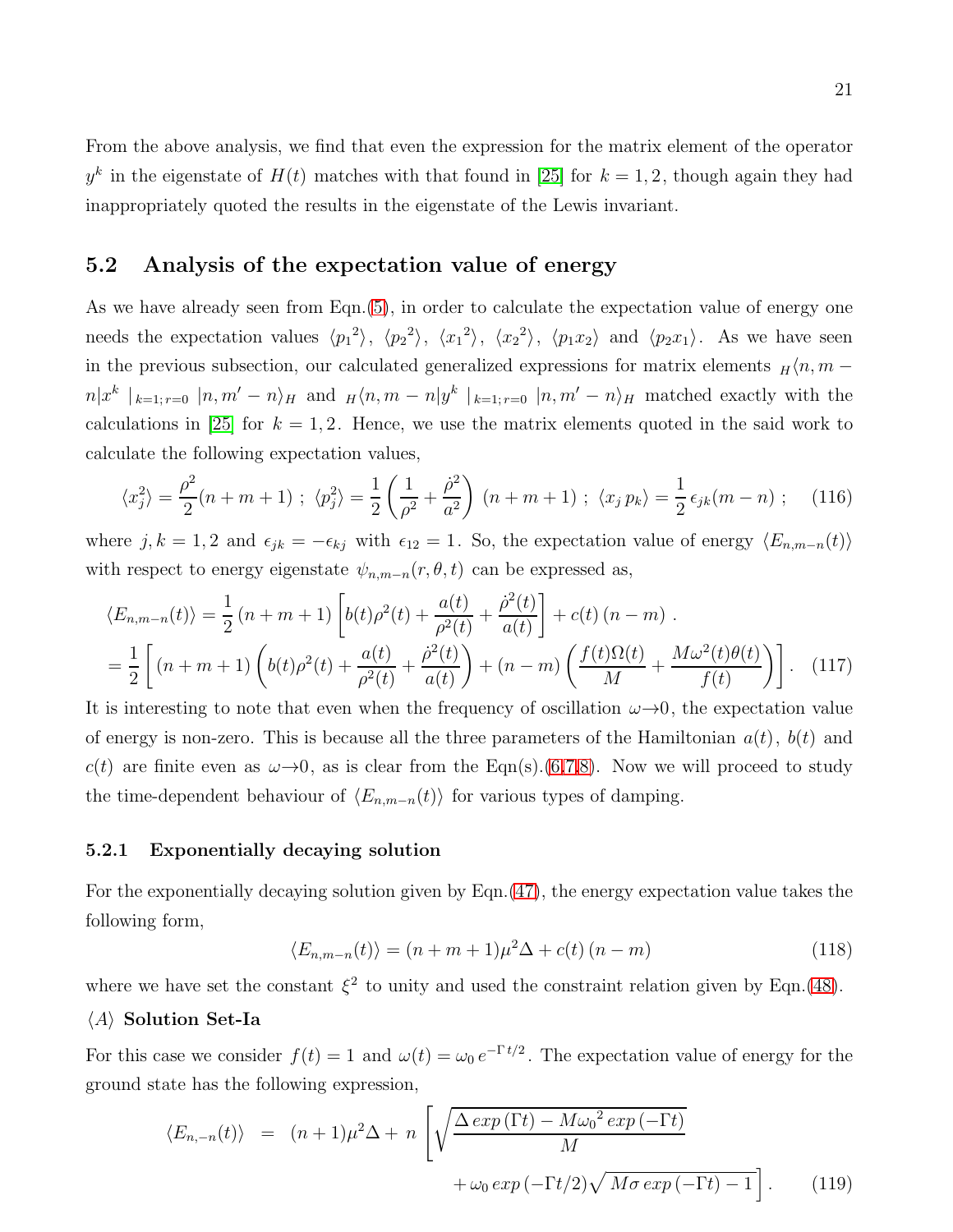From the above analysis, we find that even the expression for the matrix element of the operator $y^k$ in the eigenstate of $H(t)$ matches with that found in [25] for $k = 1, 2$, though again they had inappropriately quoted the results in the eigenstate of the Lewis invariant.

## 5.2 Analysis of the expectation value of energy

As we have already seen from Eqn.(5), in order to calculate the expectation value of energy one needs the expectation values $\langle {p_1}^2 \rangle$, $\langle {p_2}^2 \rangle$, $\langle {x_1}^2 \rangle$, $\langle {x_2}^2 \rangle$, $\langle p_1 x_2 \rangle$ and $\langle p_2 x_1 \rangle$. As we have seen in the previous subsection, our calculated generalized expressions for matrix elements ${}_H\langle n, m-n| x^k \mid_{k=1;r=0} |n, m'-n\rangle_H$ and ${}_H\langle n, m-n| y^k \mid_{k=1;r=0} |n, m'-n\rangle_H$ matched exactly with the calculations in [25] for $k = 1, 2$. Hence, we use the matrix elements quoted in the said work to calculate the following expectation values,

$$\langle x_j^2 \rangle = \frac{\rho^2}{2}(n+m+1) \; ; \; \langle p_j^2 \rangle = \frac{1}{2}\left(\frac{1}{\rho^2} + \frac{\dot{\rho}^2}{a^2}\right)(n+m+1) \; ; \; \langle x_j \, p_k \rangle = \frac{1}{2}\,\epsilon_{jk}(m-n) \; ; \tag{116}$$

where $j, k = 1, 2$ and $\epsilon_{jk} = -\epsilon_{kj}$ with $\epsilon_{12} = 1$. So, the expectation value of energy $\langle E_{n,m-n}(t) \rangle$ with respect to energy eigenstate $\psi_{n,m-n}(r, \theta, t)$ can be expressed as,

$$\begin{aligned}
\langle E_{n,m-n}(t) \rangle &= \frac{1}{2}\,(n+m+1)\left[b(t)\rho^2(t) + \frac{a(t)}{\rho^2(t)} + \frac{\dot{\rho}^2(t)}{a(t)}\right] + c(t)\,(n-m) \,. \\
&= \frac{1}{2}\left[\,(n+m+1)\left(b(t)\rho^2(t) + \frac{a(t)}{\rho^2(t)} + \frac{\dot{\rho}^2(t)}{a(t)}\right) + (n-m)\left(\frac{f(t)\Omega(t)}{M} + \frac{M\omega^2(t)\theta(t)}{f(t)}\right)\right].
\end{aligned} \tag{117}$$

It is interesting to note that even when the frequency of oscillation $\omega \to 0$, the expectation value of energy is non-zero. This is because all the three parameters of the Hamiltonian $a(t)$, $b(t)$ and $c(t)$ are finite even as $\omega \to 0$, as is clear from the Eqn(s).(6,7,8). Now we will proceed to study the time-dependent behaviour of $\langle E_{n,m-n}(t) \rangle$ for various types of damping.

### 5.2.1 Exponentially decaying solution

For the exponentially decaying solution given by Eqn.(47), the energy expectation value takes the following form,

$$\langle E_{n,m-n}(t) \rangle = (n+m+1)\mu^2\Delta + c(t)\,(n-m) \tag{118}$$

where we have set the constant $\xi^2$ to unity and used the constraint relation given by Eqn.(48).

$\langle A \rangle$ **Solution Set-Ia**

For this case we consider $f(t) = 1$ and $\omega(t) = \omega_0\, e^{-\Gamma\, t/2}$. The expectation value of energy for the ground state has the following expression,

$$\begin{aligned}
\langle E_{n,-n}(t) \rangle \;\; &= \;\; (n+1)\mu^2\Delta + \; n\,\left[\sqrt{\frac{\Delta\, exp\,(\Gamma t) - M{\omega_0}^2\, exp\,(-\Gamma t)}{M}}\right. \\
&\qquad\qquad \left. + \, \omega_0\, exp\,(-\Gamma t/2)\sqrt{M\sigma\, exp\,(-\Gamma t) - 1}\,\right].
\end{aligned} \tag{119}$$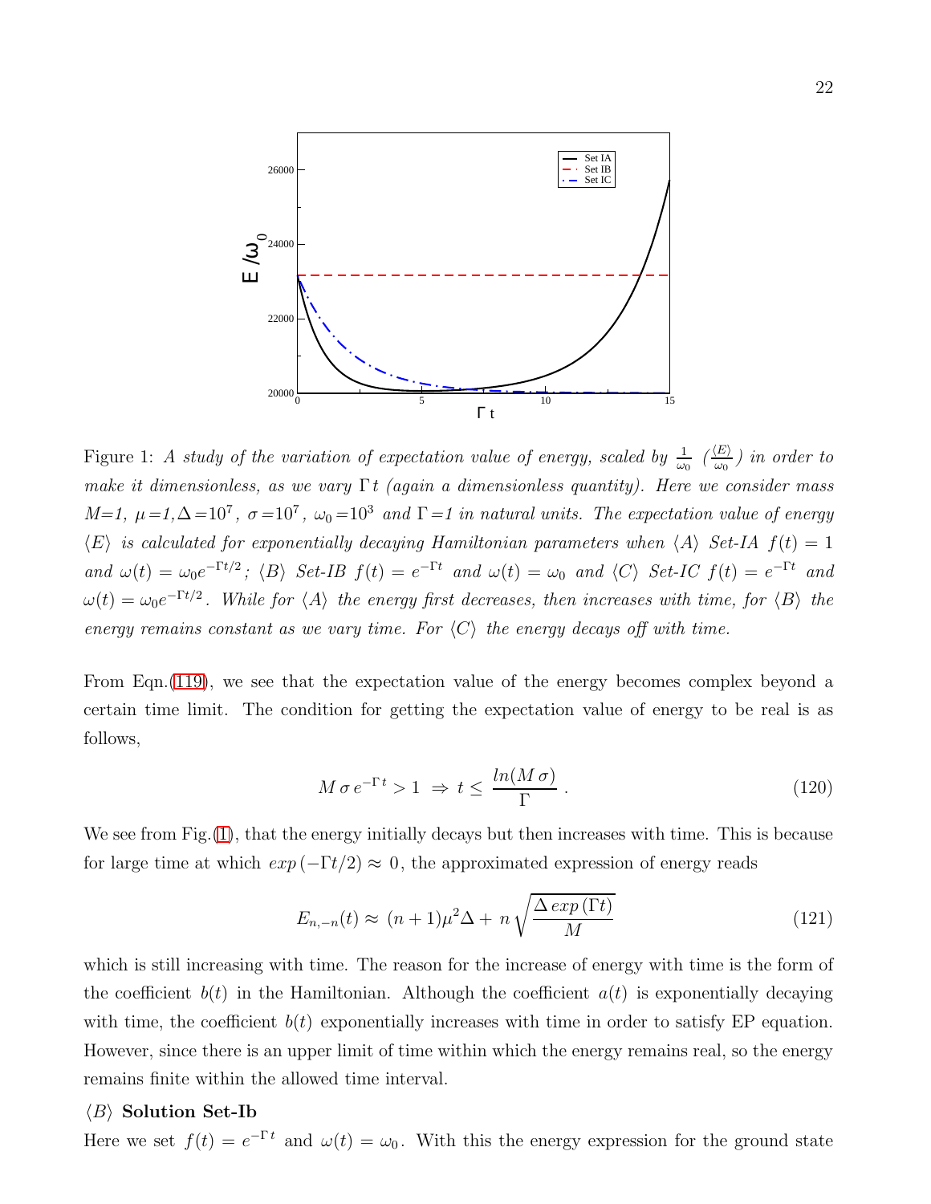Figure 1: *A study of the variation of expectation value of energy, scaled by* $\frac{1}{\omega_0}$ *(*$\frac{\langle E\rangle}{\omega_0}$*) in order to make it dimensionless, as we vary* $\Gamma\, t$ *(again a dimensionless quantity). Here we consider mass* $M$*=1,* $\mu$*=1,*$\Delta$*=*$10^7$*,* $\sigma$*=*$10^7$*,* $\omega_0$*=*$10^3$ *and* $\Gamma$*=1 in natural units. The expectation value of energy* $\langle E\rangle$ *is calculated for exponentially decaying Hamiltonian parameters when* $\langle A\rangle$ *Set-IA* $f(t) = 1$ *and* $\omega(t) = \omega_0 e^{-\Gamma t/2}$*;* $\langle B\rangle$ *Set-IB* $f(t) = e^{-\Gamma t}$ *and* $\omega(t) = \omega_0$ *and* $\langle C\rangle$ *Set-IC* $f(t) = e^{-\Gamma t}$ *and* $\omega(t) = \omega_0 e^{-\Gamma t/2}$*. While for* $\langle A\rangle$ *the energy first decreases, then increases with time, for* $\langle B\rangle$ *the energy remains constant as we vary time. For* $\langle C\rangle$ *the energy decays off with time.*

From Eqn.(119), we see that the expectation value of the energy becomes complex beyond a certain time limit. The condition for getting the expectation value of energy to be real is as follows,

$$M\,\sigma\, e^{-\Gamma\, t} > 1 \;\Rightarrow\; t \leq \frac{ln(M\,\sigma)}{\Gamma}\;. \tag{120}$$

We see from Fig.(1), that the energy initially decays but then increases with time. This is because for large time at which $exp\,(-\Gamma t/2) \approx 0$, the approximated expression of energy reads

$$E_{n,-n}(t) \approx\, (n+1)\mu^2\Delta +\, n\,\sqrt{\frac{\Delta\, exp\,(\Gamma t)}{M}} \tag{121}$$

which is still increasing with time. The reason for the increase of energy with time is the form of the coefficient $b(t)$ in the Hamiltonian. Although the coefficient $a(t)$ is exponentially decaying with time, the coefficient $b(t)$ exponentially increases with time in order to satisfy EP equation. However, since there is an upper limit of time within which the energy remains real, so the energy remains finite within the allowed time interval.

$\langle B\rangle$ **Solution Set-Ib**

Here we set $f(t) = e^{-\Gamma\, t}$ and $\omega(t) = \omega_0$. With this the energy expression for the ground state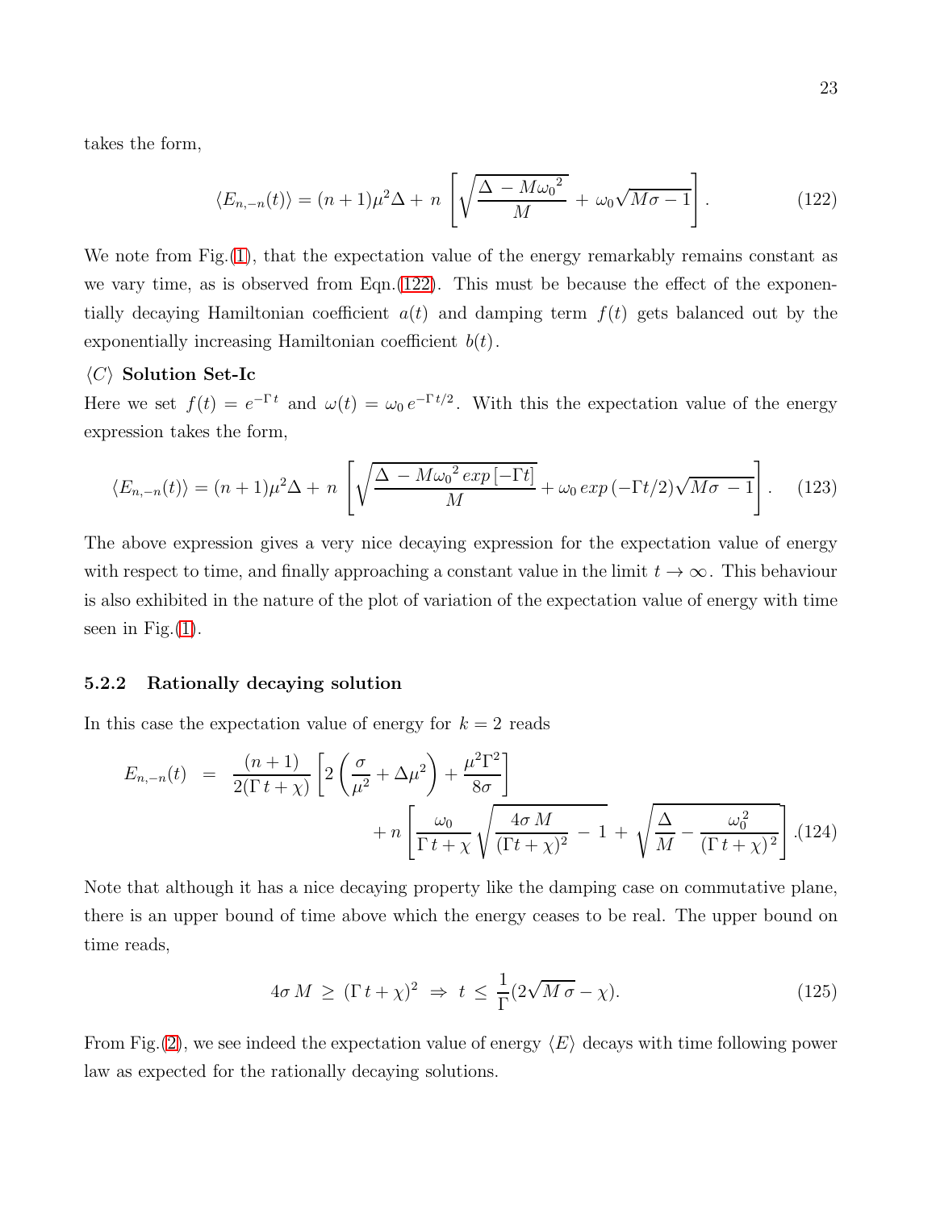takes the form,

$$\langle E_{n,-n}(t)\rangle = (n+1)\mu^2\Delta + \, n \, \left[\sqrt{\frac{\Delta \, - M{\omega_0}^2}{M}} \, + \, \omega_0\sqrt{M\sigma - 1}\right]. \tag{122}$$

We note from Fig.(1), that the expectation value of the energy remarkably remains constant as we vary time, as is observed from Eqn.(122). This must be because the effect of the exponentially decaying Hamiltonian coefficient $a(t)$ and damping term $f(t)$ gets balanced out by the exponentially increasing Hamiltonian coefficient $b(t)$.

### ⟨C⟩ Solution Set-Ic

Here we set $f(t) = e^{-\Gamma\, t}$ and $\omega(t) = \omega_0\, e^{-\Gamma\, t/2}$. With this the expectation value of the energy expression takes the form,

$$\langle E_{n,-n}(t)\rangle = (n+1)\mu^2\Delta + \, n \, \left[\sqrt{\frac{\Delta \, - M{\omega_0}^2\, exp\,[-\Gamma t]}{M}} + \omega_0\, exp\,(-\Gamma t/2)\sqrt{M\sigma \, - 1}\right]. \tag{123}$$

The above expression gives a very nice decaying expression for the expectation value of energy with respect to time, and finally approaching a constant value in the limit $t \to \infty$. This behaviour is also exhibited in the nature of the plot of variation of the expectation value of energy with time seen in Fig.(1).

### 5.2.2 Rationally decaying solution

In this case the expectation value of energy for $k = 2$ reads

$$\begin{aligned} E_{n,-n}(t) \;\; &= \;\; \frac{(n+1)}{2(\Gamma\, t + \chi)}\left[2\left(\frac{\sigma}{\mu^2} + \Delta\mu^2\right) + \frac{\mu^2\Gamma^2}{8\sigma}\right] \\ &\qquad + n\left[\frac{\omega_0}{\Gamma\, t + \chi}\sqrt{\frac{4\sigma\, M}{(\Gamma t + \chi)^2} \, - \, 1} \, + \, \sqrt{\frac{\Delta}{M} - \frac{\omega_0^2}{(\Gamma\, t + \chi)^2}}\right]. \end{aligned} \tag{124}$$

Note that although it has a nice decaying property like the damping case on commutative plane, there is an upper bound of time above which the energy ceases to be real. The upper bound on time reads,

$$4\sigma\, M \, \geq \, (\Gamma\, t + \chi)^2 \; \Rightarrow \; t \, \leq \, \frac{1}{\Gamma}(2\sqrt{M\,\sigma} - \chi). \tag{125}$$

From Fig.(2), we see indeed the expectation value of energy $\langle E\rangle$ decays with time following power law as expected for the rationally decaying solutions.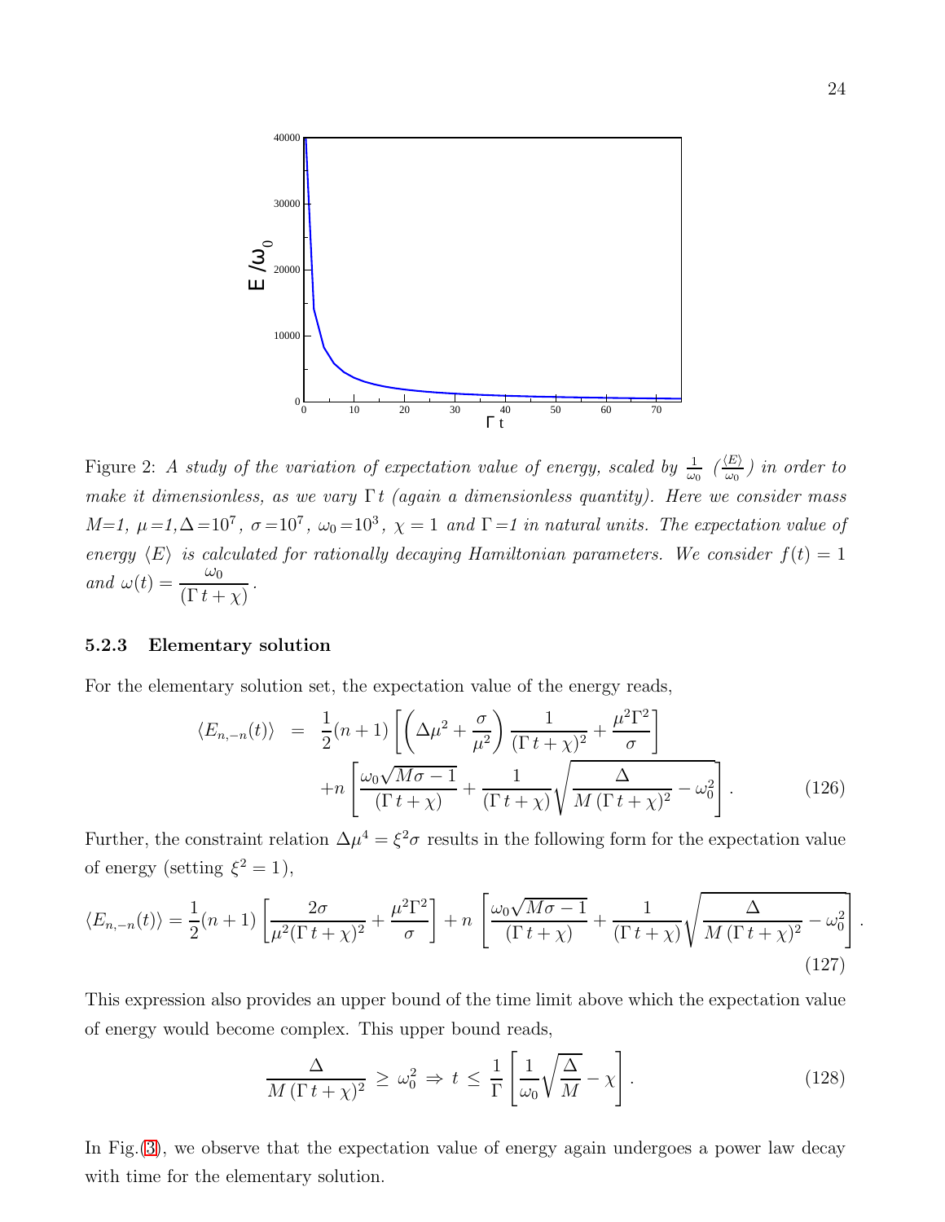Figure 2: *A study of the variation of expectation value of energy, scaled by* $\frac{1}{\omega_0}$ *(*$\frac{\langle E\rangle}{\omega_0}$*) in order to make it dimensionless, as we vary* $\Gamma\, t$ *(again a dimensionless quantity). Here we consider mass* $M$*=1,* $\mu$*=1,*$\Delta=10^7$*,* $\sigma=10^7$*,* $\omega_0=10^3$*,* $\chi=1$ *and* $\Gamma$*=1 in natural units. The expectation value of energy* $\langle E\rangle$ *is calculated for rationally decaying Hamiltonian parameters. We consider* $f(t)=1$ *and* $\omega(t)=\dfrac{\omega_0}{(\Gamma\, t+\chi)}$.

### 5.2.3 Elementary solution

For the elementary solution set, the expectation value of the energy reads,

$$
\begin{aligned}
\langle E_{n,-n}(t)\rangle &= \frac{1}{2}(n+1)\left[\left(\Delta\mu^2+\frac{\sigma}{\mu^2}\right)\frac{1}{(\Gamma\, t+\chi)^2}+\frac{\mu^2\Gamma^2}{\sigma}\right] \\
&\quad + n\left[\frac{\omega_0\sqrt{M\sigma-1}}{(\Gamma\, t+\chi)}+\frac{1}{(\Gamma\, t+\chi)}\sqrt{\frac{\Delta}{M\,(\Gamma\, t+\chi)^2}-\omega_0^2}\right]. \qquad (126)
\end{aligned}
$$

Further, the constraint relation $\Delta\mu^4=\xi^2\sigma$ results in the following form for the expectation value of energy (setting $\xi^2=1$),

$$
\langle E_{n,-n}(t)\rangle = \frac{1}{2}(n+1)\left[\frac{2\sigma}{\mu^2(\Gamma\, t+\chi)^2}+\frac{\mu^2\Gamma^2}{\sigma}\right] + n\left[\frac{\omega_0\sqrt{M\sigma-1}}{(\Gamma\, t+\chi)}+\frac{1}{(\Gamma\, t+\chi)}\sqrt{\frac{\Delta}{M\,(\Gamma\, t+\chi)^2}-\omega_0^2}\right]. \qquad (127)
$$

This expression also provides an upper bound of the time limit above which the expectation value of energy would become complex. This upper bound reads,

$$
\frac{\Delta}{M\,(\Gamma\, t+\chi)^2}\ \geq\ \omega_0^2\ \Rightarrow\ t\ \leq\ \frac{1}{\Gamma}\left[\frac{1}{\omega_0}\sqrt{\frac{\Delta}{M}}-\chi\right]. \qquad (128)
$$

In Fig.(3), we observe that the expectation value of energy again undergoes a power law decay with time for the elementary solution.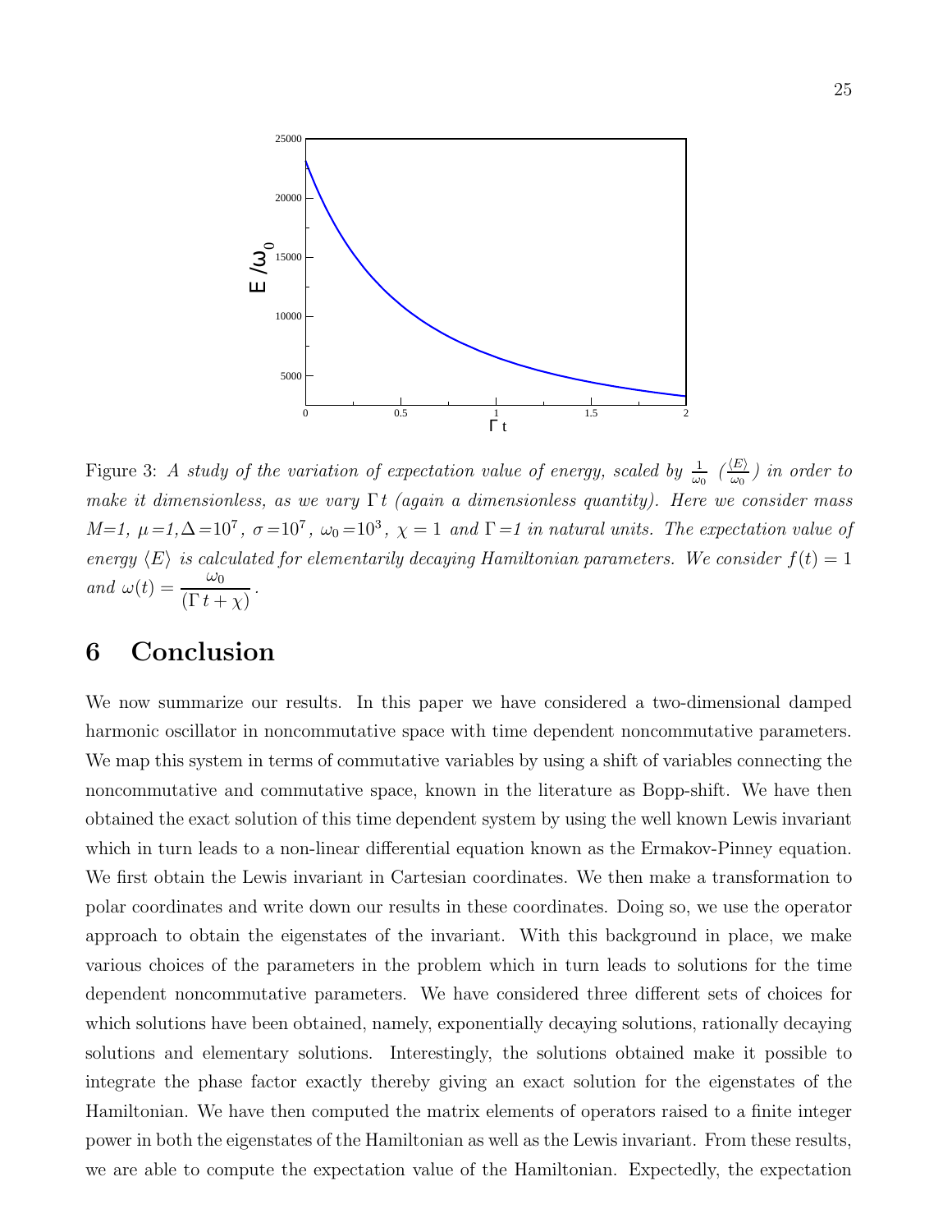Figure 3: *A study of the variation of expectation value of energy, scaled by $\frac{1}{\omega_0}$ ($\frac{\langle E \rangle}{\omega_0}$) in order to make it dimensionless, as we vary $\Gamma\, t$ (again a dimensionless quantity). Here we consider mass $M$=1, $\mu$=1, $\Delta$=$10^7$, $\sigma$=$10^7$, $\omega_0$=$10^3$, $\chi = 1$ and $\Gamma$=1 in natural units. The expectation value of energy $\langle E \rangle$ is calculated for elementarily decaying Hamiltonian parameters. We consider $f(t) = 1$ and $\omega(t) = \dfrac{\omega_0}{(\Gamma\, t + \chi)}$.*

# 6 Conclusion

We now summarize our results. In this paper we have considered a two-dimensional damped harmonic oscillator in noncommutative space with time dependent noncommutative parameters. We map this system in terms of commutative variables by using a shift of variables connecting the noncommutative and commutative space, known in the literature as Bopp-shift. We have then obtained the exact solution of this time dependent system by using the well known Lewis invariant which in turn leads to a non-linear differential equation known as the Ermakov-Pinney equation. We first obtain the Lewis invariant in Cartesian coordinates. We then make a transformation to polar coordinates and write down our results in these coordinates. Doing so, we use the operator approach to obtain the eigenstates of the invariant. With this background in place, we make various choices of the parameters in the problem which in turn leads to solutions for the time dependent noncommutative parameters. We have considered three different sets of choices for which solutions have been obtained, namely, exponentially decaying solutions, rationally decaying solutions and elementary solutions. Interestingly, the solutions obtained make it possible to integrate the phase factor exactly thereby giving an exact solution for the eigenstates of the Hamiltonian. We have then computed the matrix elements of operators raised to a finite integer power in both the eigenstates of the Hamiltonian as well as the Lewis invariant. From these results, we are able to compute the expectation value of the Hamiltonian. Expectedly, the expectation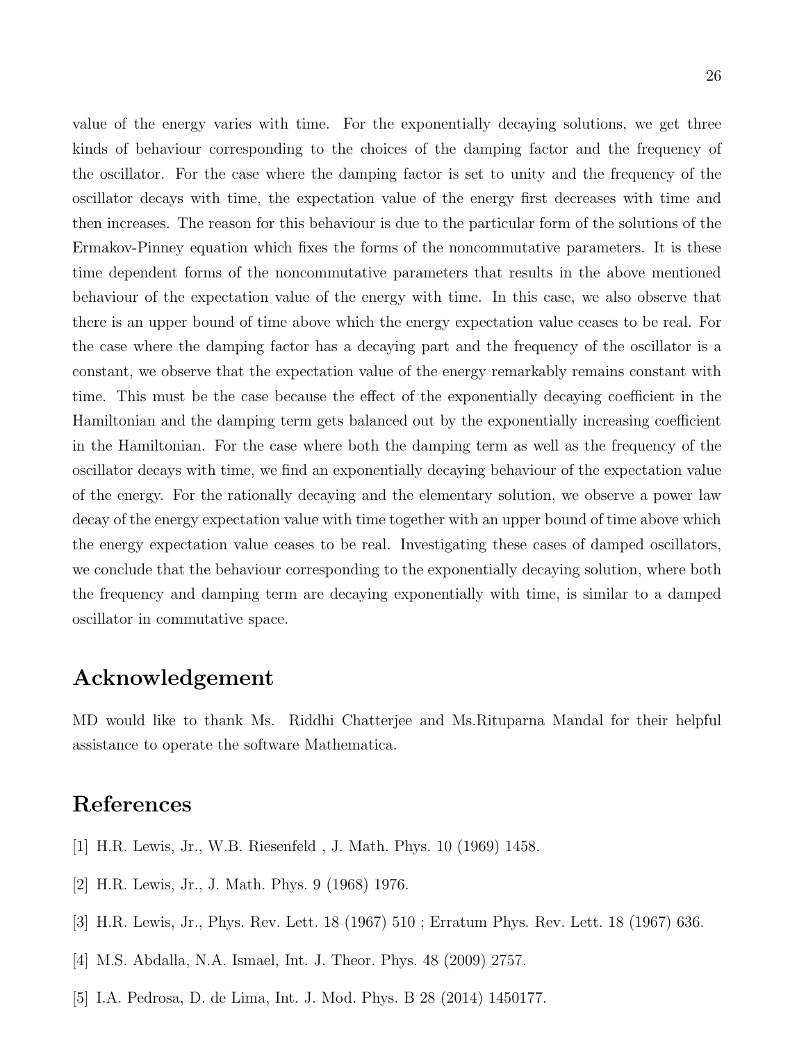value of the energy varies with time. For the exponentially decaying solutions, we get three kinds of behaviour corresponding to the choices of the damping factor and the frequency of the oscillator. For the case where the damping factor is set to unity and the frequency of the oscillator decays with time, the expectation value of the energy first decreases with time and then increases. The reason for this behaviour is due to the particular form of the solutions of the Ermakov-Pinney equation which fixes the forms of the noncommutative parameters. It is these time dependent forms of the noncommutative parameters that results in the above mentioned behaviour of the expectation value of the energy with time. In this case, we also observe that there is an upper bound of time above which the energy expectation value ceases to be real. For the case where the damping factor has a decaying part and the frequency of the oscillator is a constant, we observe that the expectation value of the energy remarkably remains constant with time. This must be the case because the effect of the exponentially decaying coefficient in the Hamiltonian and the damping term gets balanced out by the exponentially increasing coefficient in the Hamiltonian. For the case where both the damping term as well as the frequency of the oscillator decays with time, we find an exponentially decaying behaviour of the expectation value of the energy. For the rationally decaying and the elementary solution, we observe a power law decay of the energy expectation value with time together with an upper bound of time above which the energy expectation value ceases to be real. Investigating these cases of damped oscillators, we conclude that the behaviour corresponding to the exponentially decaying solution, where both the frequency and damping term are decaying exponentially with time, is similar to a damped oscillator in commutative space.

## Acknowledgement

MD would like to thank Ms. Riddhi Chatterjee and Ms.Rituparna Mandal for their helpful assistance to operate the software Mathematica.

## References

[1] H.R. Lewis, Jr., W.B. Riesenfeld , J. Math. Phys. 10 (1969) 1458.

[2] H.R. Lewis, Jr., J. Math. Phys. 9 (1968) 1976.

[3] H.R. Lewis, Jr., Phys. Rev. Lett. 18 (1967) 510 ; Erratum Phys. Rev. Lett. 18 (1967) 636.

[4] M.S. Abdalla, N.A. Ismael, Int. J. Theor. Phys. 48 (2009) 2757.

[5] I.A. Pedrosa, D. de Lima, Int. J. Mod. Phys. B 28 (2014) 1450177.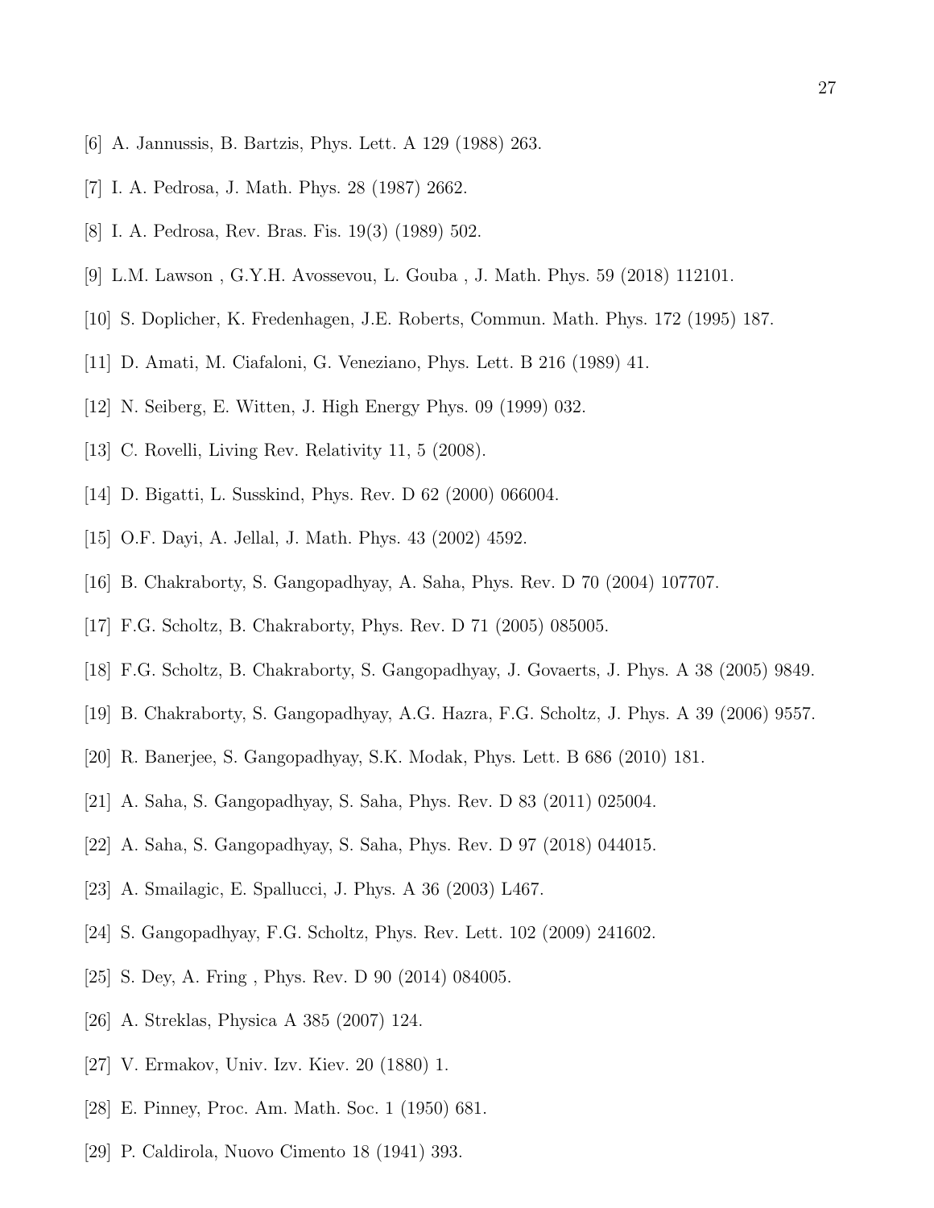[6] A. Jannussis, B. Bartzis, Phys. Lett. A 129 (1988) 263.

[7] I. A. Pedrosa, J. Math. Phys. 28 (1987) 2662.

[8] I. A. Pedrosa, Rev. Bras. Fis. 19(3) (1989) 502.

[9] L.M. Lawson , G.Y.H. Avossevou, L. Gouba , J. Math. Phys. 59 (2018) 112101.

[10] S. Doplicher, K. Fredenhagen, J.E. Roberts, Commun. Math. Phys. 172 (1995) 187.

[11] D. Amati, M. Ciafaloni, G. Veneziano, Phys. Lett. B 216 (1989) 41.

[12] N. Seiberg, E. Witten, J. High Energy Phys. 09 (1999) 032.

[13] C. Rovelli, Living Rev. Relativity 11, 5 (2008).

[14] D. Bigatti, L. Susskind, Phys. Rev. D 62 (2000) 066004.

[15] O.F. Dayi, A. Jellal, J. Math. Phys. 43 (2002) 4592.

[16] B. Chakraborty, S. Gangopadhyay, A. Saha, Phys. Rev. D 70 (2004) 107707.

[17] F.G. Scholtz, B. Chakraborty, Phys. Rev. D 71 (2005) 085005.

[18] F.G. Scholtz, B. Chakraborty, S. Gangopadhyay, J. Govaerts, J. Phys. A 38 (2005) 9849.

[19] B. Chakraborty, S. Gangopadhyay, A.G. Hazra, F.G. Scholtz, J. Phys. A 39 (2006) 9557.

[20] R. Banerjee, S. Gangopadhyay, S.K. Modak, Phys. Lett. B 686 (2010) 181.

[21] A. Saha, S. Gangopadhyay, S. Saha, Phys. Rev. D 83 (2011) 025004.

[22] A. Saha, S. Gangopadhyay, S. Saha, Phys. Rev. D 97 (2018) 044015.

[23] A. Smailagic, E. Spallucci, J. Phys. A 36 (2003) L467.

[24] S. Gangopadhyay, F.G. Scholtz, Phys. Rev. Lett. 102 (2009) 241602.

[25] S. Dey, A. Fring , Phys. Rev. D 90 (2014) 084005.

[26] A. Streklas, Physica A 385 (2007) 124.

[27] V. Ermakov, Univ. Izv. Kiev. 20 (1880) 1.

[28] E. Pinney, Proc. Am. Math. Soc. 1 (1950) 681.

[29] P. Caldirola, Nuovo Cimento 18 (1941) 393.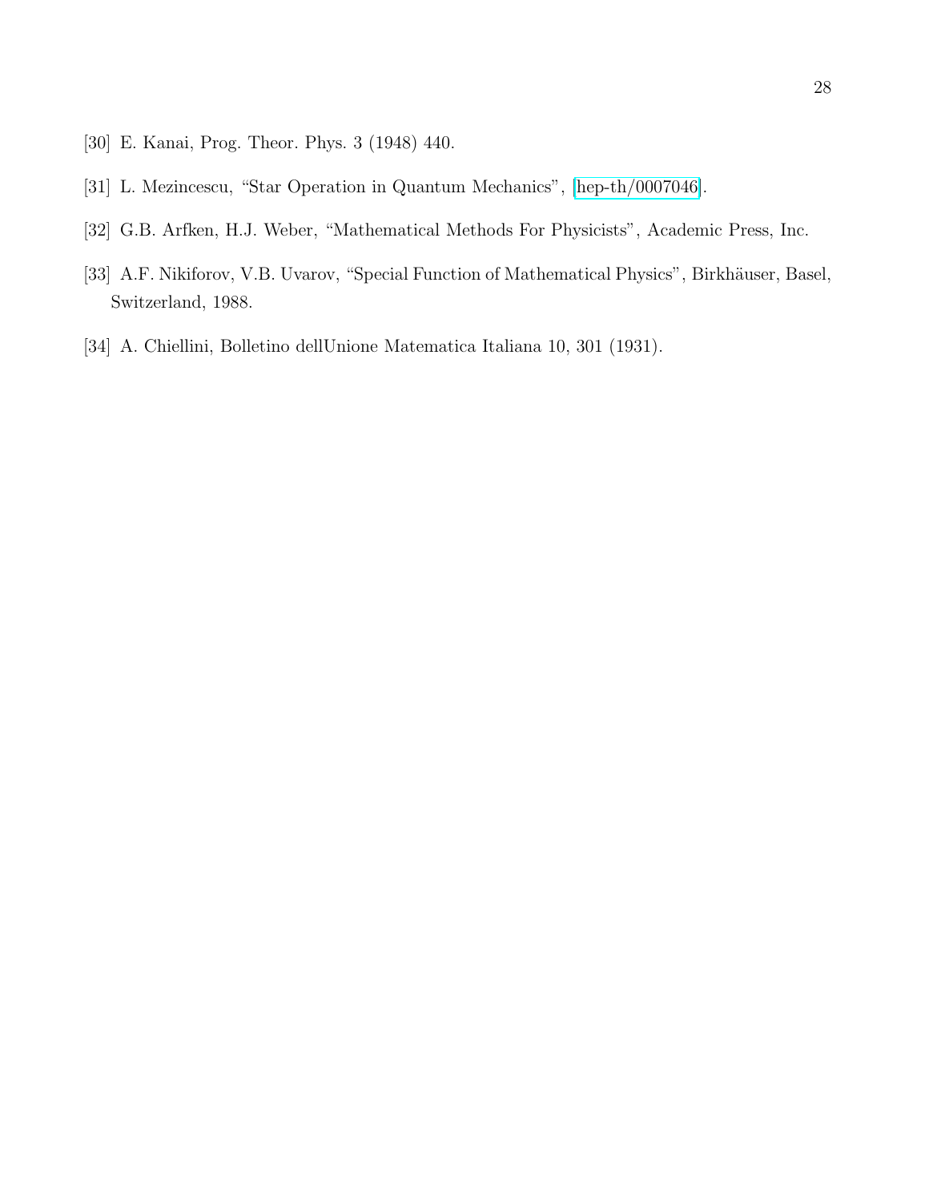[30] E. Kanai, Prog. Theor. Phys. 3 (1948) 440.

[31] L. Mezincescu, "Star Operation in Quantum Mechanics", [hep-th/0007046].

[32] G.B. Arfken, H.J. Weber, "Mathematical Methods For Physicists", Academic Press, Inc.

[33] A.F. Nikiforov, V.B. Uvarov, "Special Function of Mathematical Physics", Birkhäuser, Basel, Switzerland, 1988.

[34] A. Chiellini, Bolletino dellUnione Matematica Italiana 10, 301 (1931).